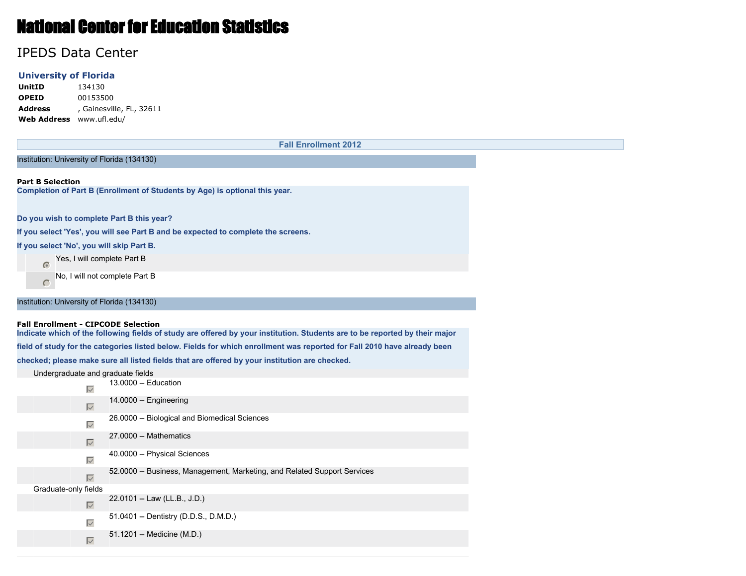# National Center for Education Statistics

## IPEDS Data Center

### University of Florida

| | |
|---|---|
| **UnitID** | 134130 |
| **OPEID** | 00153500 |
| **Address** | , Gainesville, FL, 32611 |
| **Web Address** | www.ufl.edu/ |

## Fall Enrollment 2012

Institution: University of Florida (134130)

**Part B Selection**

**Completion of Part B (Enrollment of Students by Age) is optional this year.**

**Do you wish to complete Part B this year?**

**If you select 'Yes', you will see Part B and be expected to complete the screens.**

**If you select 'No', you will skip Part B.**

- (●) Yes, I will complete Part B
- ( ) No, I will not complete Part B

Institution: University of Florida (134130)

**Fall Enrollment - CIPCODE Selection**

**Indicate which of the following fields of study are offered by your institution. Students are to be reported by their major field of study for the categories listed below. Fields for which enrollment was reported for Fall 2010 have already been checked; please make sure all listed fields that are offered by your institution are checked.**

Undergraduate and graduate fields

- [x] 13.0000 -- Education
- [x] 14.0000 -- Engineering
- [x] 26.0000 -- Biological and Biomedical Sciences
- [x] 27.0000 -- Mathematics
- [x] 40.0000 -- Physical Sciences
- [x] 52.0000 -- Business, Management, Marketing, and Related Support Services

Graduate-only fields

- [x] 22.0101 -- Law (LL.B., J.D.)
- [x] 51.0401 -- Dentistry (D.D.S., D.M.D.)
- [x] 51.1201 -- Medicine (M.D.)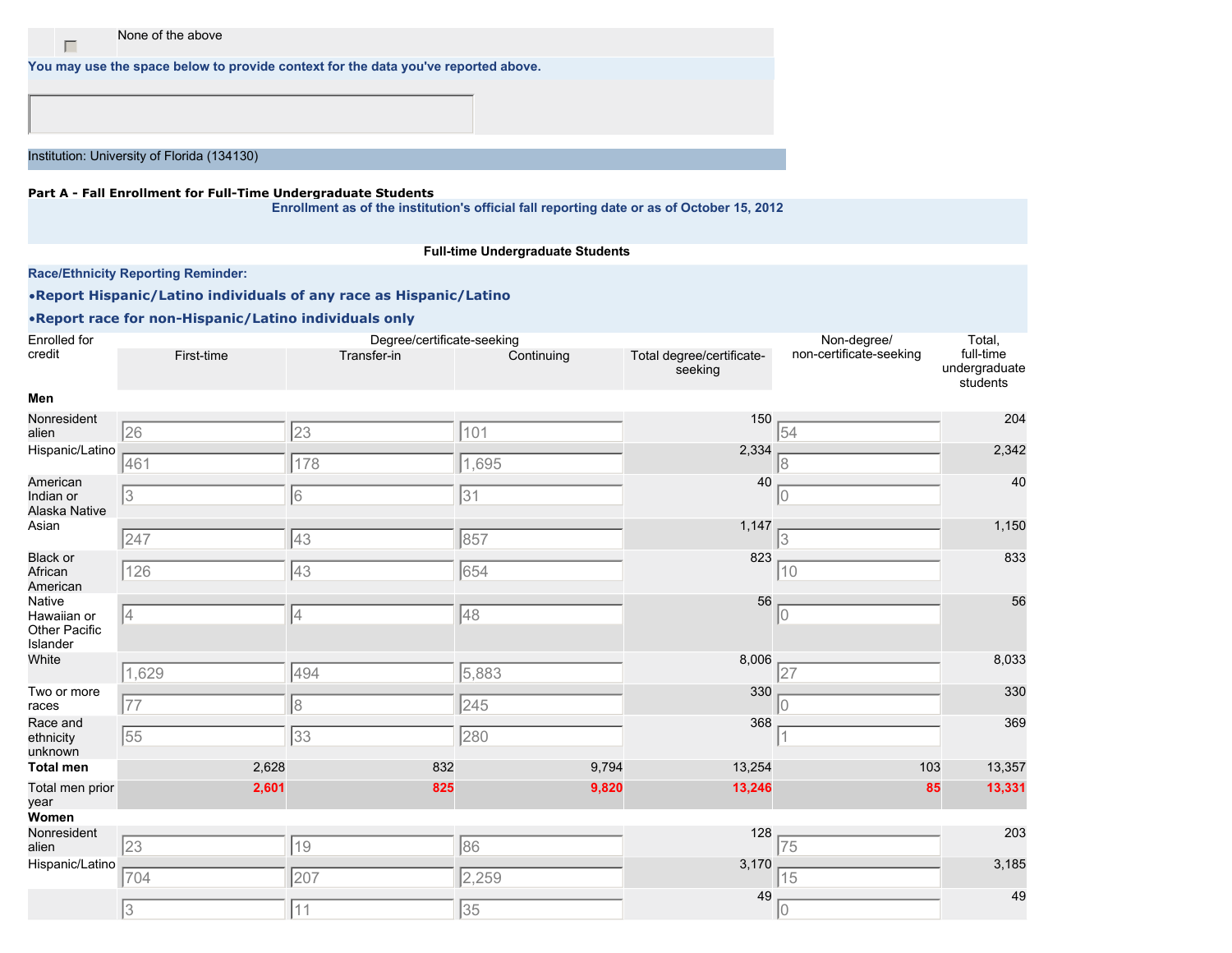None of the above

**You may use the space below to provide context for the data you've reported above.**

Institution: University of Florida (134130)

**Part A - Fall Enrollment for Full-Time Undergraduate Students**

**Enrollment as of the institution's official fall reporting date or as of October 15, 2012**

**Full-time Undergraduate Students**

**Race/Ethnicity Reporting Reminder:**

**•Report Hispanic/Latino individuals of any race as Hispanic/Latino**

**•Report race for non-Hispanic/Latino individuals only**

| Enrolled for credit | Degree/certificate-seeking | | | | Non-degree/ non-certificate-seeking | Total, full-time undergraduate students |
|---|---|---|---|---|---|---|
| | First-time | Transfer-in | Continuing | Total degree/certificate-seeking | | |
| **Men** | | | | | | |
| Nonresident alien | 26 | 23 | 101 | 150 | 54 | 204 |
| Hispanic/Latino | 461 | 178 | 1,695 | 2,334 | 8 | 2,342 |
| American Indian or Alaska Native | 3 | 6 | 31 | 40 | 0 | 40 |
| Asian | 247 | 43 | 857 | 1,147 | 3 | 1,150 |
| Black or African American | 126 | 43 | 654 | 823 | 10 | 833 |
| Native Hawaiian or Other Pacific Islander | 4 | 4 | 48 | 56 | 0 | 56 |
| White | 1,629 | 494 | 5,883 | 8,006 | 27 | 8,033 |
| Two or more races | 77 | 8 | 245 | 330 | 0 | 330 |
| Race and ethnicity unknown | 55 | 33 | 280 | 368 | 1 | 369 |
| **Total men** | 2,628 | 832 | 9,794 | 13,254 | 103 | 13,357 |
| Total men prior year | **2,601** | **825** | **9,820** | **13,246** | **85** | **13,331** |
| **Women** | | | | | | |
| Nonresident alien | 23 | 19 | 86 | 128 | 75 | 203 |
| Hispanic/Latino | 704 | 207 | 2,259 | 3,170 | 15 | 3,185 |
| | 3 | 11 | 35 | 49 | 0 | 49 |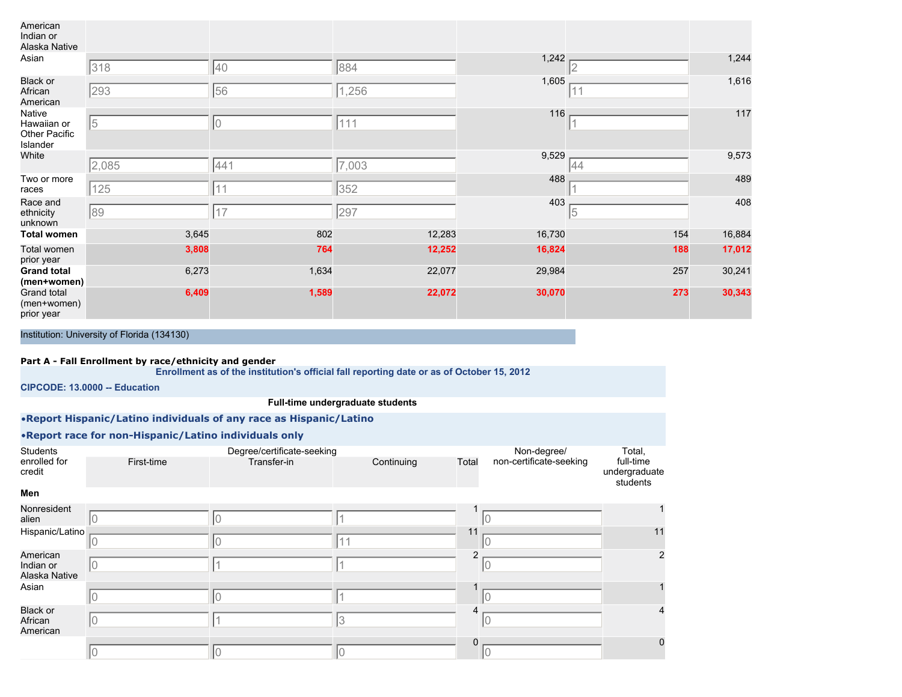| | | | | | | |
|---|---|---|---|---|---|---|
| American Indian or Alaska Native | | | | | | |
| Asian | 318 | 40 | 884 | 1,242 | 2 | 1,244 |
| Black or African American | 293 | 56 | 1,256 | 1,605 | 11 | 1,616 |
| Native Hawaiian or Other Pacific Islander | 5 | 0 | 111 | 116 | 1 | 117 |
| White | 2,085 | 441 | 7,003 | 9,529 | 44 | 9,573 |
| Two or more races | 125 | 11 | 352 | 488 | 1 | 489 |
| Race and ethnicity unknown | 89 | 17 | 297 | 403 | 5 | 408 |
| **Total women** | 3,645 | 802 | 12,283 | 16,730 | 154 | 16,884 |
| Total women prior year | 3,808 | 764 | 12,252 | 16,824 | 188 | 17,012 |
| **Grand total (men+women)** | 6,273 | 1,634 | 22,077 | 29,984 | 257 | 30,241 |
| Grand total (men+women) prior year | 6,409 | 1,589 | 22,072 | 30,070 | 273 | 30,343 |

Institution: University of Florida (134130)

**Part A - Fall Enrollment by race/ethnicity and gender**

**Enrollment as of the institution's official fall reporting date or as of October 15, 2012**

**CIPCODE: 13.0000 -- Education**

**Full-time undergraduate students**

**•Report Hispanic/Latino individuals of any race as Hispanic/Latino**

**•Report race for non-Hispanic/Latino individuals only**

| Students enrolled for credit | Degree/certificate-seeking | | | | Non-degree/ non-certificate-seeking | Total, full-time undergraduate students |
|---|---|---|---|---|---|---|
| | First-time | Transfer-in | Continuing | Total | | |
| **Men** | | | | | | |
| Nonresident alien | 0 | 0 | 1 | 1 | 0 | 1 |
| Hispanic/Latino | 0 | 0 | 11 | 11 | 0 | 11 |
| American Indian or Alaska Native | 0 | 1 | 1 | 2 | 0 | 2 |
| Asian | 0 | 0 | 1 | 1 | 0 | 1 |
| Black or African American | 0 | 1 | 3 | 4 | 0 | 4 |
| | 0 | 0 | 0 | 0 | 0 | 0 |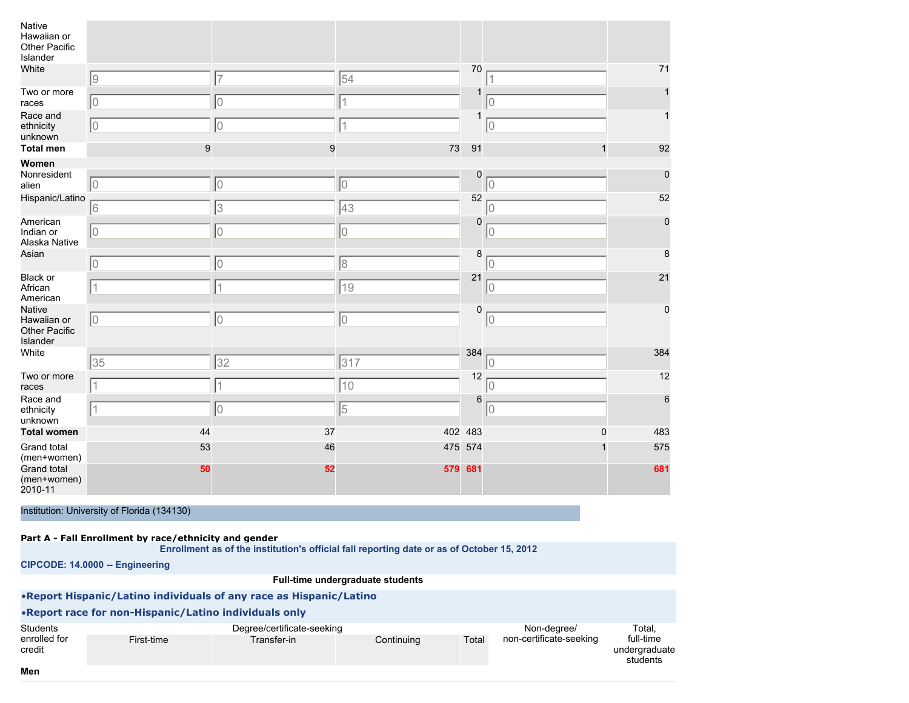| | First-time | Transfer-in | Continuing | Total | Non-degree/ non-certificate-seeking | Total, full-time undergraduate students |
|---|---|---|---|---|---|---|
| Native Hawaiian or Other Pacific Islander | | | | | | |
| White | 9 | 7 | 54 | 70 | 1 | 71 |
| Two or more races | 0 | 0 | 1 | 1 | 0 | 1 |
| Race and ethnicity unknown | 0 | 0 | 1 | 1 | 0 | 1 |
| **Total men** | 9 | 9 | 73 | 91 | 1 | 92 |
| **Women** | | | | | | |
| Nonresident alien | 0 | 0 | 0 | 0 | 0 | 0 |
| Hispanic/Latino | 6 | 3 | 43 | 52 | 0 | 52 |
| American Indian or Alaska Native | 0 | 0 | 0 | 0 | 0 | 0 |
| Asian | 0 | 0 | 8 | 8 | 0 | 8 |
| Black or African American | 1 | 1 | 19 | 21 | 0 | 21 |
| Native Hawaiian or Other Pacific Islander | 0 | 0 | 0 | 0 | 0 | 0 |
| White | 35 | 32 | 317 | 384 | 0 | 384 |
| Two or more races | 1 | 1 | 10 | 12 | 0 | 12 |
| Race and ethnicity unknown | 1 | 0 | 5 | 6 | 0 | 6 |
| **Total women** | 44 | 37 | 402 | 483 | 0 | 483 |
| Grand total (men+women) | 53 | 46 | 475 | 574 | 1 | 575 |
| Grand total (men+women) 2010-11 | **50** | **52** | **579** | **681** | | **681** |

Institution: University of Florida (134130)

**Part A - Fall Enrollment by race/ethnicity and gender**

**Enrollment as of the institution's official fall reporting date or as of October 15, 2012**

**CIPCODE: 14.0000 -- Engineering**

**Full-time undergraduate students**

**•Report Hispanic/Latino individuals of any race as Hispanic/Latino**

**•Report race for non-Hispanic/Latino individuals only**

| Students enrolled for credit | Degree/certificate-seeking | | | | Non-degree/ non-certificate-seeking | Total, full-time undergraduate students |
|---|---|---|---|---|---|---|
| | First-time | Transfer-in | Continuing | Total | | |
| **Men** | | | | | | |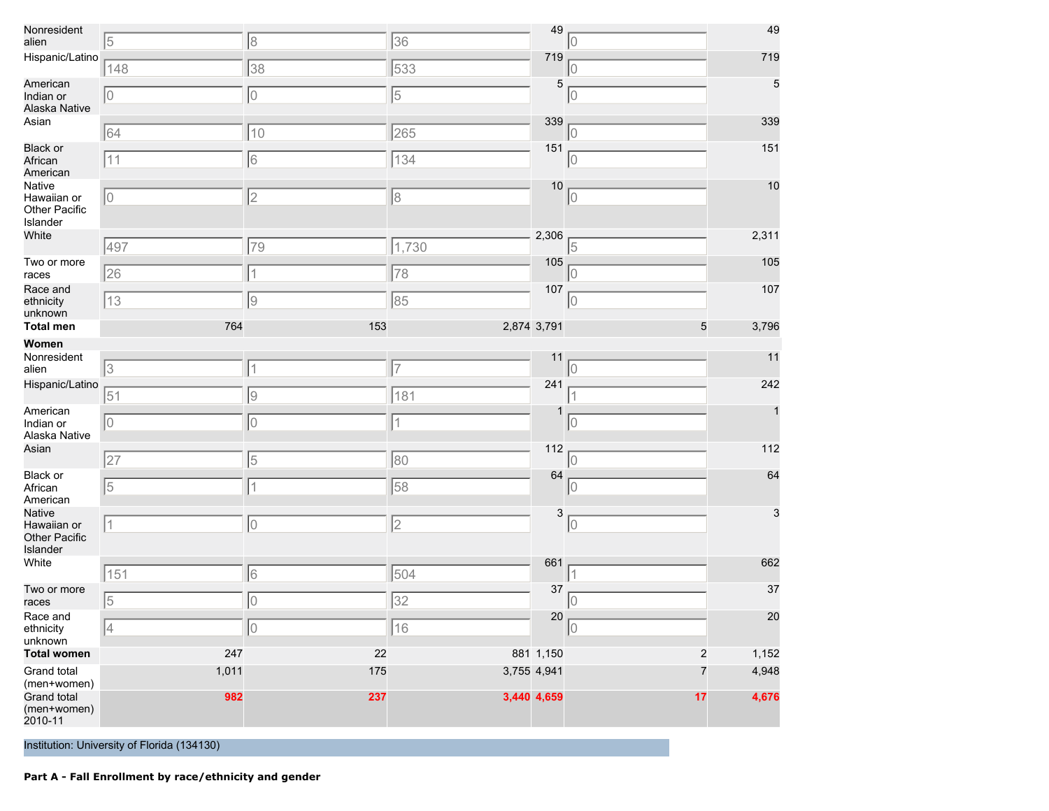| | | | | | | |
|---|---|---|---|---|---|---|
| Nonresident alien | 5 | 8 | 36 | 49 | 0 | 49 |
| Hispanic/Latino | 148 | 38 | 533 | 719 | 0 | 719 |
| American Indian or Alaska Native | 0 | 0 | 5 | 5 | 0 | 5 |
| Asian | 64 | 10 | 265 | 339 | 0 | 339 |
| Black or African American | 11 | 6 | 134 | 151 | 0 | 151 |
| Native Hawaiian or Other Pacific Islander | 0 | 2 | 8 | 10 | 0 | 10 |
| White | 497 | 79 | 1,730 | 2,306 | 5 | 2,311 |
| Two or more races | 26 | 1 | 78 | 105 | 0 | 105 |
| Race and ethnicity unknown | 13 | 9 | 85 | 107 | 0 | 107 |
| **Total men** | 764 | 153 | 2,874 | 3,791 | 5 | 3,796 |
| **Women** | | | | | | |
| Nonresident alien | 3 | 1 | 7 | 11 | 0 | 11 |
| Hispanic/Latino | 51 | 9 | 181 | 241 | 1 | 242 |
| American Indian or Alaska Native | 0 | 0 | 1 | 1 | 0 | 1 |
| Asian | 27 | 5 | 80 | 112 | 0 | 112 |
| Black or African American | 5 | 1 | 58 | 64 | 0 | 64 |
| Native Hawaiian or Other Pacific Islander | 1 | 0 | 2 | 3 | 0 | 3 |
| White | 151 | 6 | 504 | 661 | 1 | 662 |
| Two or more races | 5 | 0 | 32 | 37 | 0 | 37 |
| Race and ethnicity unknown | 4 | 0 | 16 | 20 | 0 | 20 |
| **Total women** | 247 | 22 | 881 | 1,150 | 2 | 1,152 |
| Grand total (men+women) | 1,011 | 175 | 3,755 | 4,941 | 7 | 4,948 |
| Grand total (men+women) 2010-11 | **982** | **237** | **3,440** | **4,659** | **17** | **4,676** |

Institution: University of Florida (134130)

**Part A - Fall Enrollment by race/ethnicity and gender**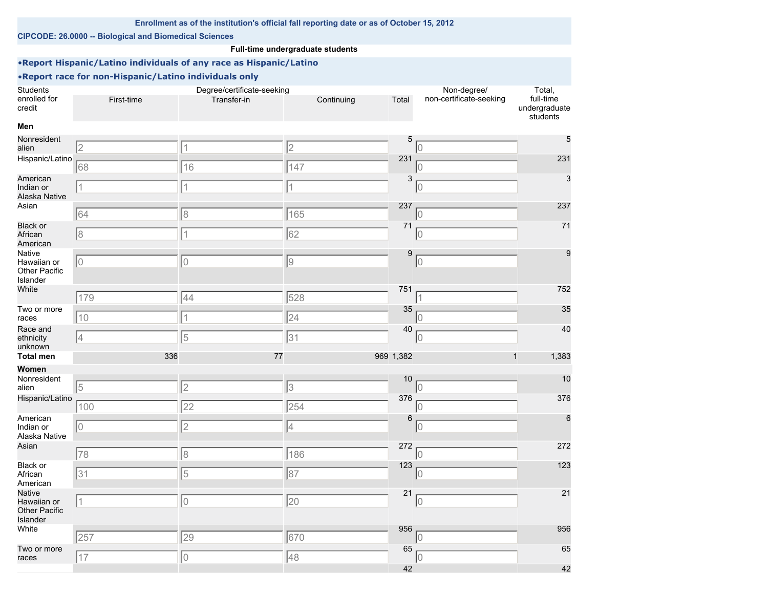Enrollment as of the institution's official fall reporting date or as of October 15, 2012

CIPCODE: 26.0000 -- Biological and Biomedical Sciences

**Full-time undergraduate students**

**•Report Hispanic/Latino individuals of any race as Hispanic/Latino**

**•Report race for non-Hispanic/Latino individuals only**

| Students enrolled for credit | Degree/certificate-seeking | | | | Non-degree/ non-certificate-seeking | Total, full-time undergraduate students |
|---|---|---|---|---|---|---|
| | First-time | Transfer-in | Continuing | Total | | |
| **Men** | | | | | | |
| Nonresident alien | 2 | 1 | 2 | 5 | 0 | 5 |
| Hispanic/Latino | 68 | 16 | 147 | 231 | 0 | 231 |
| American Indian or Alaska Native | 1 | 1 | 1 | 3 | 0 | 3 |
| Asian | 64 | 8 | 165 | 237 | 0 | 237 |
| Black or African American | 8 | 1 | 62 | 71 | 0 | 71 |
| Native Hawaiian or Other Pacific Islander | 0 | 0 | 9 | 9 | 0 | 9 |
| White | 179 | 44 | 528 | 751 | 1 | 752 |
| Two or more races | 10 | 1 | 24 | 35 | 0 | 35 |
| Race and ethnicity unknown | 4 | 5 | 31 | 40 | 0 | 40 |
| **Total men** | 336 | 77 | 969 | 1,382 | 1 | 1,383 |
| **Women** | | | | | | |
| Nonresident alien | 5 | 2 | 3 | 10 | 0 | 10 |
| Hispanic/Latino | 100 | 22 | 254 | 376 | 0 | 376 |
| American Indian or Alaska Native | 0 | 2 | 4 | 6 | 0 | 6 |
| Asian | 78 | 8 | 186 | 272 | 0 | 272 |
| Black or African American | 31 | 5 | 87 | 123 | 0 | 123 |
| Native Hawaiian or Other Pacific Islander | 1 | 0 | 20 | 21 | 0 | 21 |
| White | 257 | 29 | 670 | 956 | 0 | 956 |
| Two or more races | 17 | 0 | 48 | 65 | 0 | 65 |
| | | | | 42 | | 42 |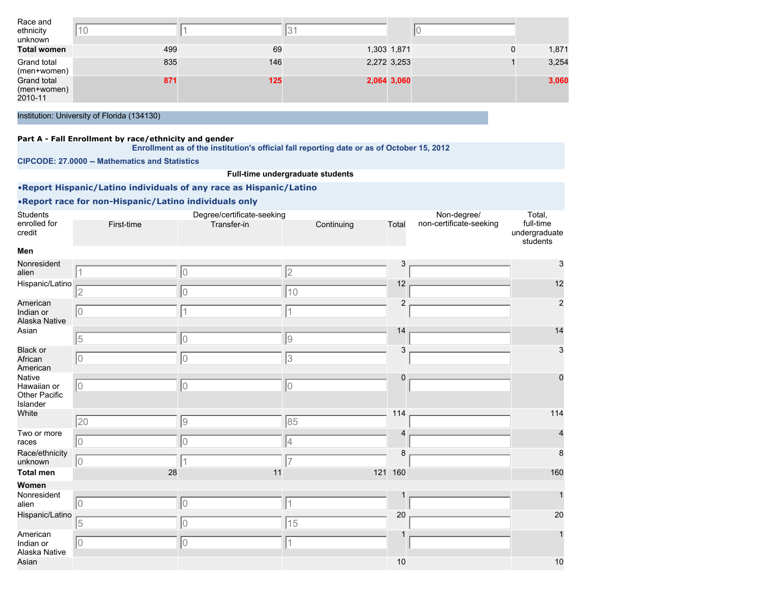| Race and ethnicity unknown | 10 | 1 | 31 | | 0 | |
|---|---|---|---|---|---|---|
| **Total women** | 499 | 69 | 1,303 | 1,871 | 0 | 1,871 |
| Grand total (men+women) | 835 | 146 | 2,272 | 3,253 | 1 | 3,254 |
| Grand total (men+women) 2010-11 | 871 | 125 | 2,064 | 3,060 | | 3,060 |

Institution: University of Florida (134130)

**Part A - Fall Enrollment by race/ethnicity and gender**

**Enrollment as of the institution's official fall reporting date or as of October 15, 2012**

**CIPCODE: 27.0000 -- Mathematics and Statistics**

**Full-time undergraduate students**

- **Report Hispanic/Latino individuals of any race as Hispanic/Latino**
- **Report race for non-Hispanic/Latino individuals only**

| Students enrolled for credit | Degree/certificate-seeking | | | | Non-degree/ non-certificate-seeking | Total, full-time undergraduate students |
|---|---|---|---|---|---|---|
| | First-time | Transfer-in | Continuing | Total | | |
| **Men** | | | | | | |
| Nonresident alien | 1 | 0 | 2 | 3 | | 3 |
| Hispanic/Latino | 2 | 0 | 10 | 12 | | 12 |
| American Indian or Alaska Native | 0 | 1 | 1 | 2 | | 2 |
| Asian | 5 | 0 | 9 | 14 | | 14 |
| Black or African American | 0 | 0 | 3 | 3 | | 3 |
| Native Hawaiian or Other Pacific Islander | 0 | 0 | 0 | 0 | | 0 |
| White | 20 | 9 | 85 | 114 | | 114 |
| Two or more races | 0 | 0 | 4 | 4 | | 4 |
| Race/ethnicity unknown | 0 | 1 | 7 | 8 | | 8 |
| **Total men** | 28 | 11 | 121 | 160 | | 160 |
| **Women** | | | | | | |
| Nonresident alien | 0 | 0 | 1 | 1 | | 1 |
| Hispanic/Latino | 5 | 0 | 15 | 20 | | 20 |
| American Indian or Alaska Native | 0 | 0 | 1 | 1 | | 1 |
| Asian | | | | 10 | | 10 |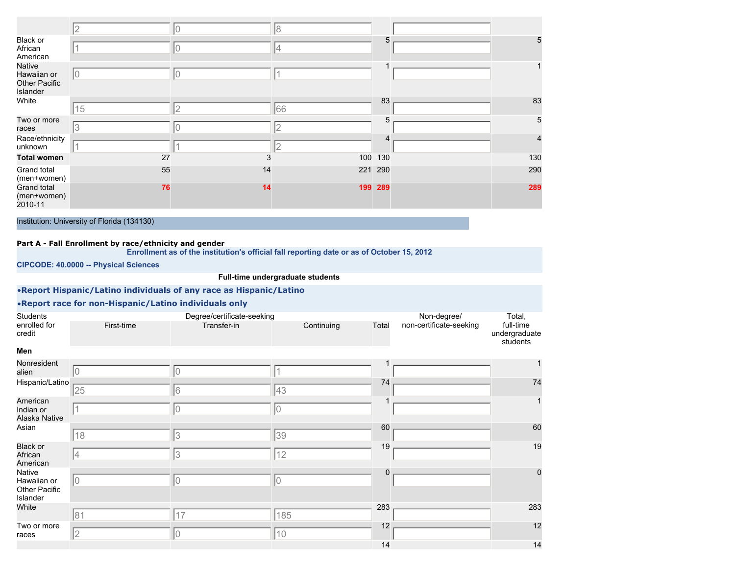| | | | | | | |
|---|---|---|---|---|---|---|
| | 2 | 0 | 8 | | | |
| Black or African American | 1 | 0 | 4 | 5 | | 5 |
| Native Hawaiian or Other Pacific Islander | 0 | 0 | 1 | 1 | | 1 |
| White | 15 | 2 | 66 | 83 | | 83 |
| Two or more races | 3 | 0 | 2 | 5 | | 5 |
| Race/ethnicity unknown | 1 | 1 | 2 | 4 | | 4 |
| **Total women** | 27 | 3 | 100 | 130 | | 130 |
| Grand total (men+women) | 55 | 14 | 221 | 290 | | 290 |
| Grand total (men+women) 2010-11 | 76 | 14 | 199 | 289 | | 289 |

Institution: University of Florida (134130)

**Part A - Fall Enrollment by race/ethnicity and gender**

**Enrollment as of the institution's official fall reporting date or as of October 15, 2012**

**CIPCODE: 40.0000 -- Physical Sciences**

**Full-time undergraduate students**

- **Report Hispanic/Latino individuals of any race as Hispanic/Latino**
- **Report race for non-Hispanic/Latino individuals only**

| Students enrolled for credit | Degree/certificate-seeking | | | | Non-degree/ non-certificate-seeking | Total, full-time undergraduate students |
|---|---|---|---|---|---|---|
| | First-time | Transfer-in | Continuing | Total | | |
| **Men** | | | | | | |
| Nonresident alien | 0 | 0 | 1 | 1 | | 1 |
| Hispanic/Latino | 25 | 6 | 43 | 74 | | 74 |
| American Indian or Alaska Native | 1 | 0 | 0 | 1 | | 1 |
| Asian | 18 | 3 | 39 | 60 | | 60 |
| Black or African American | 4 | 3 | 12 | 19 | | 19 |
| Native Hawaiian or Other Pacific Islander | 0 | 0 | 0 | 0 | | 0 |
| White | 81 | 17 | 185 | 283 | | 283 |
| Two or more races | 2 | 0 | 10 | 12 | | 12 |
| | | | | 14 | | 14 |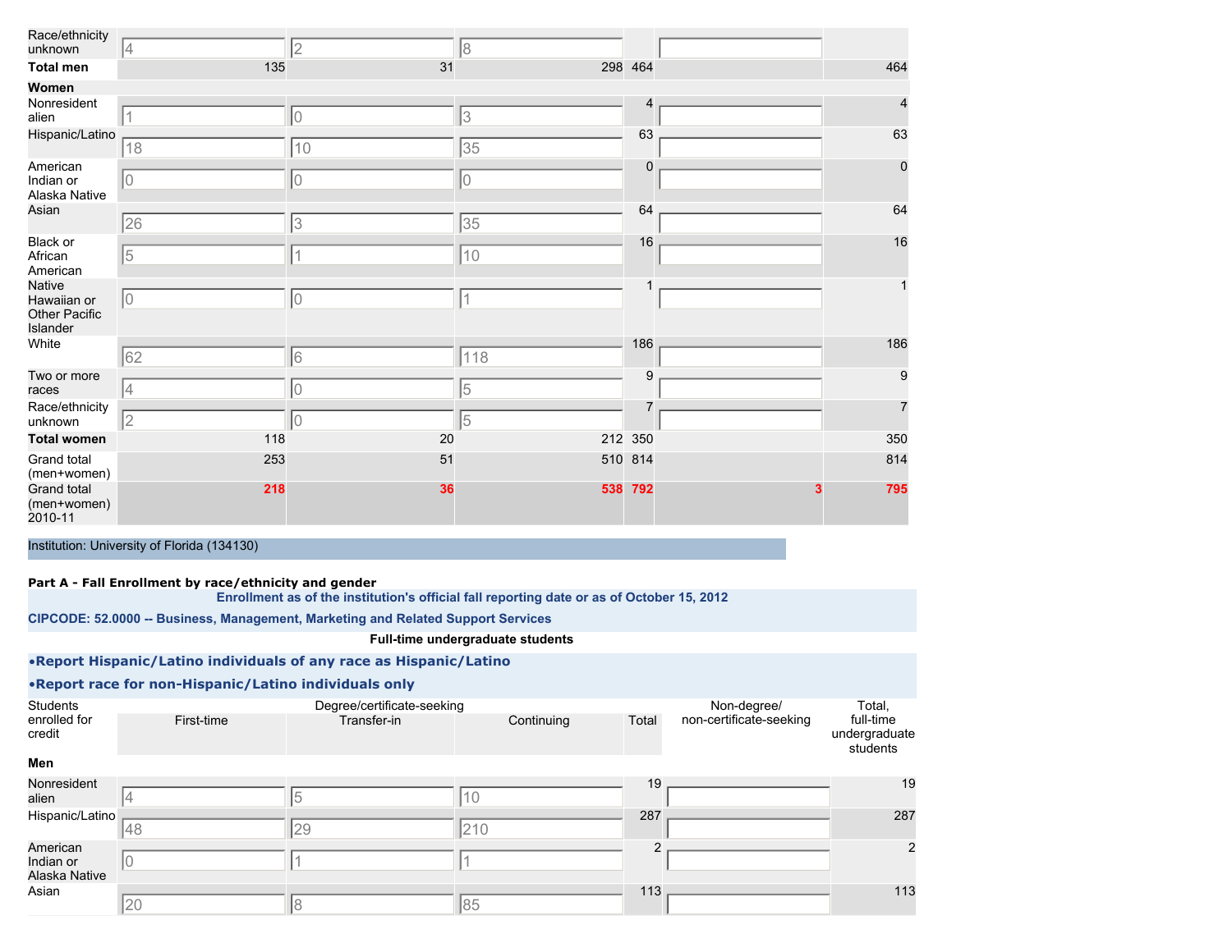| | | | | | | |
|---|---|---|---|---|---|---|
| Race/ethnicity unknown | 4 | 2 | 8 | | | |
| **Total men** | 135 | 31 | 298 | 464 | | 464 |
| **Women** | | | | | | |
| Nonresident alien | 1 | 0 | 3 | 4 | | 4 |
| Hispanic/Latino | 18 | 10 | 35 | 63 | | 63 |
| American Indian or Alaska Native | 0 | 0 | 0 | 0 | | 0 |
| Asian | 26 | 3 | 35 | 64 | | 64 |
| Black or African American | 5 | 1 | 10 | 16 | | 16 |
| Native Hawaiian or Other Pacific Islander | 0 | 0 | 1 | 1 | | 1 |
| White | 62 | 6 | 118 | 186 | | 186 |
| Two or more races | 4 | 0 | 5 | 9 | | 9 |
| Race/ethnicity unknown | 2 | 0 | 5 | 7 | | 7 |
| **Total women** | 118 | 20 | 212 | 350 | | 350 |
| Grand total (men+women) | 253 | 51 | 510 | 814 | | 814 |
| Grand total (men+women) 2010-11 | **218** | **36** | **538** | **792** | **3** | **795** |

Institution: University of Florida (134130)

**Part A - Fall Enrollment by race/ethnicity and gender**

**Enrollment as of the institution's official fall reporting date or as of October 15, 2012**

**CIPCODE: 52.0000 -- Business, Management, Marketing and Related Support Services**

**Full-time undergraduate students**

- **Report Hispanic/Latino individuals of any race as Hispanic/Latino**
- **Report race for non-Hispanic/Latino individuals only**

| Students enrolled for credit | Degree/certificate-seeking | | | | Non-degree/ non-certificate-seeking | Total, full-time undergraduate students |
|---|---|---|---|---|---|---|
| | First-time | Transfer-in | Continuing | Total | | |
| **Men** | | | | | | |
| Nonresident alien | 4 | 5 | 10 | 19 | | 19 |
| Hispanic/Latino | 48 | 29 | 210 | 287 | | 287 |
| American Indian or Alaska Native | 0 | 1 | 1 | 2 | | 2 |
| Asian | 20 | 8 | 85 | 113 | | 113 |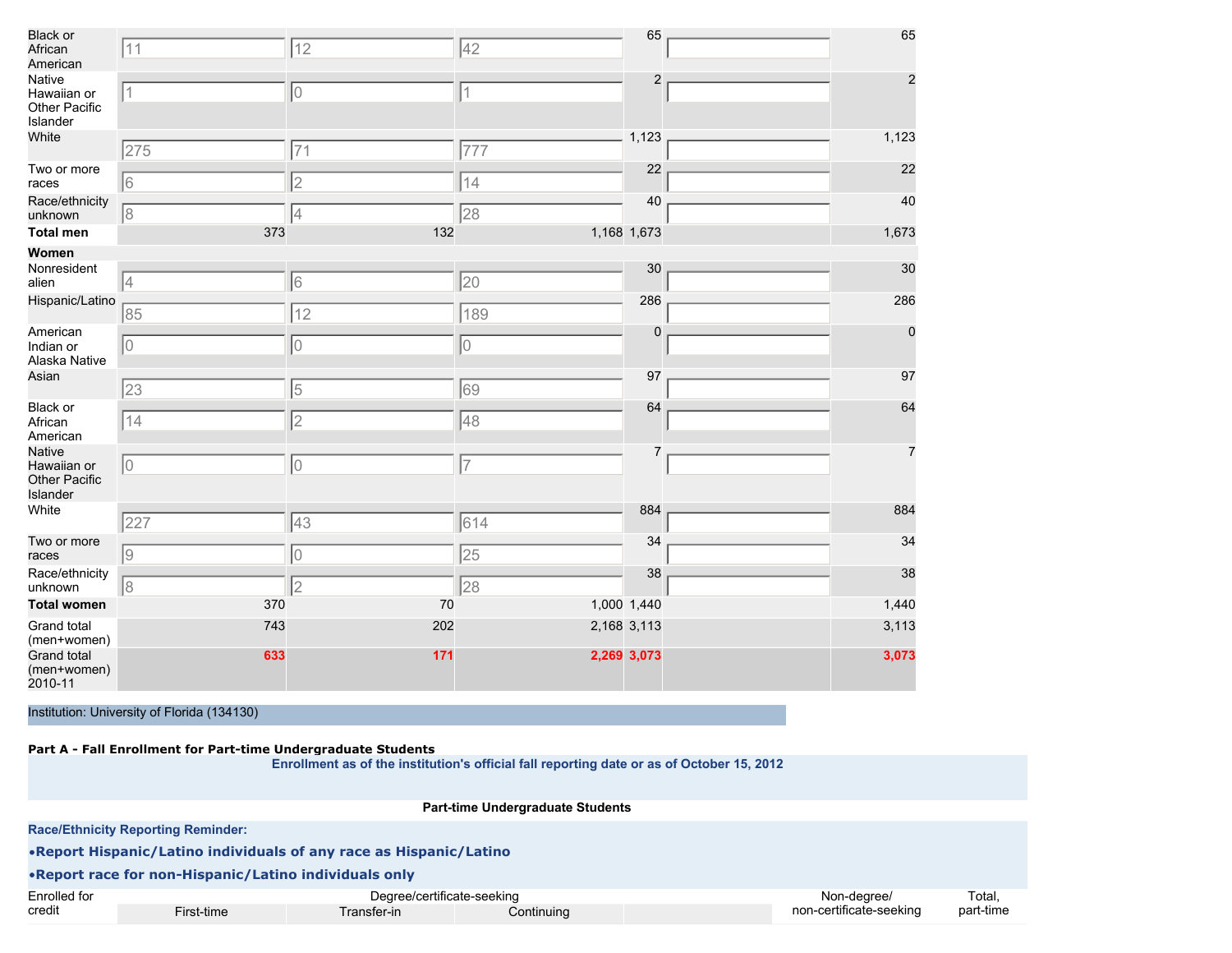| | | | | | | |
|---|---|---|---|---|---|---|
| Black or African American | 11 | 12 | 42 | 65 | | 65 |
| Native Hawaiian or Other Pacific Islander | 1 | 0 | 1 | 2 | | 2 |
| White | 275 | 71 | 777 | 1,123 | | 1,123 |
| Two or more races | 6 | 2 | 14 | 22 | | 22 |
| Race/ethnicity unknown | 8 | 4 | 28 | 40 | | 40 |
| **Total men** | 373 | 132 | 1,168 | 1,673 | | 1,673 |
| **Women** | | | | | | |
| Nonresident alien | 4 | 6 | 20 | 30 | | 30 |
| Hispanic/Latino | 85 | 12 | 189 | 286 | | 286 |
| American Indian or Alaska Native | 0 | 0 | 0 | 0 | | 0 |
| Asian | 23 | 5 | 69 | 97 | | 97 |
| Black or African American | 14 | 2 | 48 | 64 | | 64 |
| Native Hawaiian or Other Pacific Islander | 0 | 0 | 7 | 7 | | 7 |
| White | 227 | 43 | 614 | 884 | | 884 |
| Two or more races | 9 | 0 | 25 | 34 | | 34 |
| Race/ethnicity unknown | 8 | 2 | 28 | 38 | | 38 |
| **Total women** | 370 | 70 | 1,000 | 1,440 | | 1,440 |
| Grand total (men+women) | 743 | 202 | 2,168 | 3,113 | | 3,113 |
| Grand total (men+women) 2010-11 | 633 | 171 | 2,269 | 3,073 | | 3,073 |

Institution: University of Florida (134130)

**Part A - Fall Enrollment for Part-time Undergraduate Students**

**Enrollment as of the institution's official fall reporting date or as of October 15, 2012**

**Part-time Undergraduate Students**

**Race/Ethnicity Reporting Reminder:**

- **Report Hispanic/Latino individuals of any race as Hispanic/Latino**
- **Report race for non-Hispanic/Latino individuals only**

| Enrolled for credit | Degree/certificate-seeking | | | | Non-degree/ non-certificate-seeking | Total, part-time |
|---|---|---|---|---|---|---|
| | First-time | Transfer-in | Continuing | | | |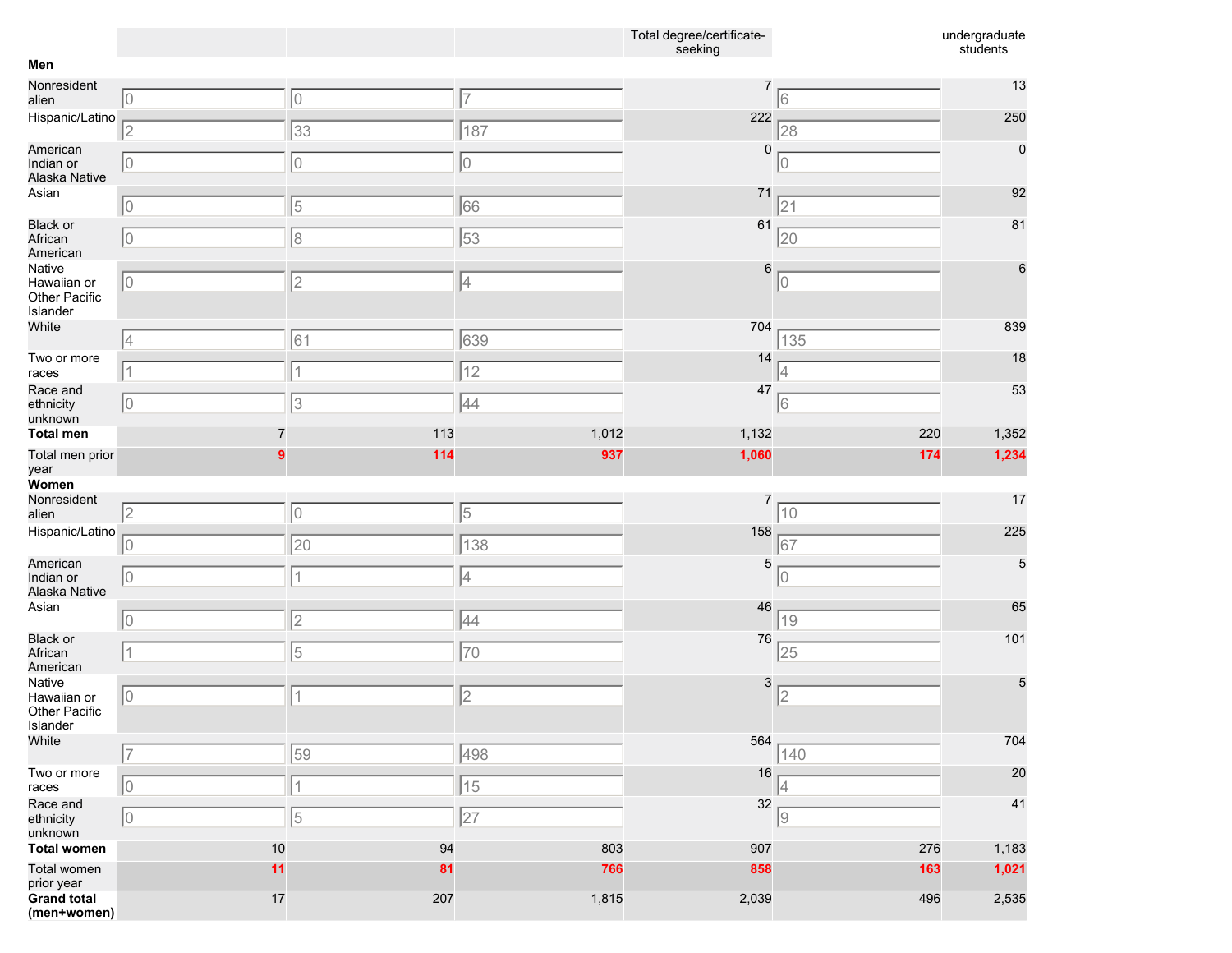| | | | | Total degree/certificate-seeking | | undergraduate students |
|---|---|---|---|---|---|---|
| **Men** | | | | | | |
| Nonresident alien | 0 | 0 | 7 | 7 | 6 | 13 |
| Hispanic/Latino | 2 | 33 | 187 | 222 | 28 | 250 |
| American Indian or Alaska Native | 0 | 0 | 0 | 0 | 0 | 0 |
| Asian | 0 | 5 | 66 | 71 | 21 | 92 |
| Black or African American | 0 | 8 | 53 | 61 | 20 | 81 |
| Native Hawaiian or Other Pacific Islander | 0 | 2 | 4 | 6 | 0 | 6 |
| White | 4 | 61 | 639 | 704 | 135 | 839 |
| Two or more races | 1 | 1 | 12 | 14 | 4 | 18 |
| Race and ethnicity unknown | 0 | 3 | 44 | 47 | 6 | 53 |
| **Total men** | 7 | 113 | 1,012 | 1,132 | 220 | 1,352 |
| Total men prior year | 9 | 114 | 937 | 1,060 | 174 | 1,234 |
| **Women** | | | | | | |
| Nonresident alien | 2 | 0 | 5 | 7 | 10 | 17 |
| Hispanic/Latino | 0 | 20 | 138 | 158 | 67 | 225 |
| American Indian or Alaska Native | 0 | 1 | 4 | 5 | 0 | 5 |
| Asian | 0 | 2 | 44 | 46 | 19 | 65 |
| Black or African American | 1 | 5 | 70 | 76 | 25 | 101 |
| Native Hawaiian or Other Pacific Islander | 0 | 1 | 2 | 3 | 2 | 5 |
| White | 7 | 59 | 498 | 564 | 140 | 704 |
| Two or more races | 0 | 1 | 15 | 16 | 4 | 20 |
| Race and ethnicity unknown | 0 | 5 | 27 | 32 | 9 | 41 |
| **Total women** | 10 | 94 | 803 | 907 | 276 | 1,183 |
| Total women prior year | 11 | 81 | 766 | 858 | 163 | 1,021 |
| **Grand total (men+women)** | 17 | 207 | 1,815 | 2,039 | 496 | 2,535 |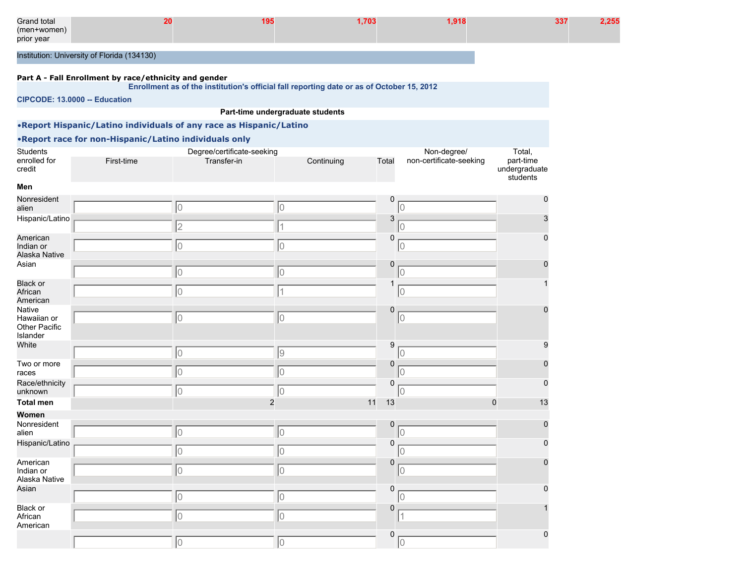| Grand total (men+women) prior year | 20 | 195 | 1,703 | 1,918 | 337 | 2,255 |
|---|---|---|---|---|---|---|

Institution: University of Florida (134130)

**Part A - Fall Enrollment by race/ethnicity and gender**

**Enrollment as of the institution's official fall reporting date or as of October 15, 2012**

**CIPCODE: 13.0000 -- Education**

**Part-time undergraduate students**

**•Report Hispanic/Latino individuals of any race as Hispanic/Latino**

**•Report race for non-Hispanic/Latino individuals only**

| Students enrolled for credit | Degree/certificate-seeking | | | | Non-degree/ non-certificate-seeking | Total, part-time undergraduate students |
|---|---|---|---|---|---|---|
| | First-time | Transfer-in | Continuing | Total | | |
| **Men** | | | | | | |
| Nonresident alien | | 0 | 0 | 0 | 0 | 0 |
| Hispanic/Latino | | 2 | 1 | 3 | 0 | 3 |
| American Indian or Alaska Native | | 0 | 0 | 0 | 0 | 0 |
| Asian | | 0 | 0 | 0 | 0 | 0 |
| Black or African American | | 0 | 1 | 1 | 0 | 1 |
| Native Hawaiian or Other Pacific Islander | | 0 | 0 | 0 | 0 | 0 |
| White | | 0 | 9 | 9 | 0 | 9 |
| Two or more races | | 0 | 0 | 0 | 0 | 0 |
| Race/ethnicity unknown | | 0 | 0 | 0 | 0 | 0 |
| **Total men** | | 2 | 11 | 13 | 0 | 13 |
| **Women** | | | | | | |
| Nonresident alien | | 0 | 0 | 0 | 0 | 0 |
| Hispanic/Latino | | 0 | 0 | 0 | 0 | 0 |
| American Indian or Alaska Native | | 0 | 0 | 0 | 0 | 0 |
| Asian | | 0 | 0 | 0 | 0 | 0 |
| Black or African American | | 0 | 0 | 0 | 1 | 1 |
| | | 0 | 0 | 0 | 0 | 0 |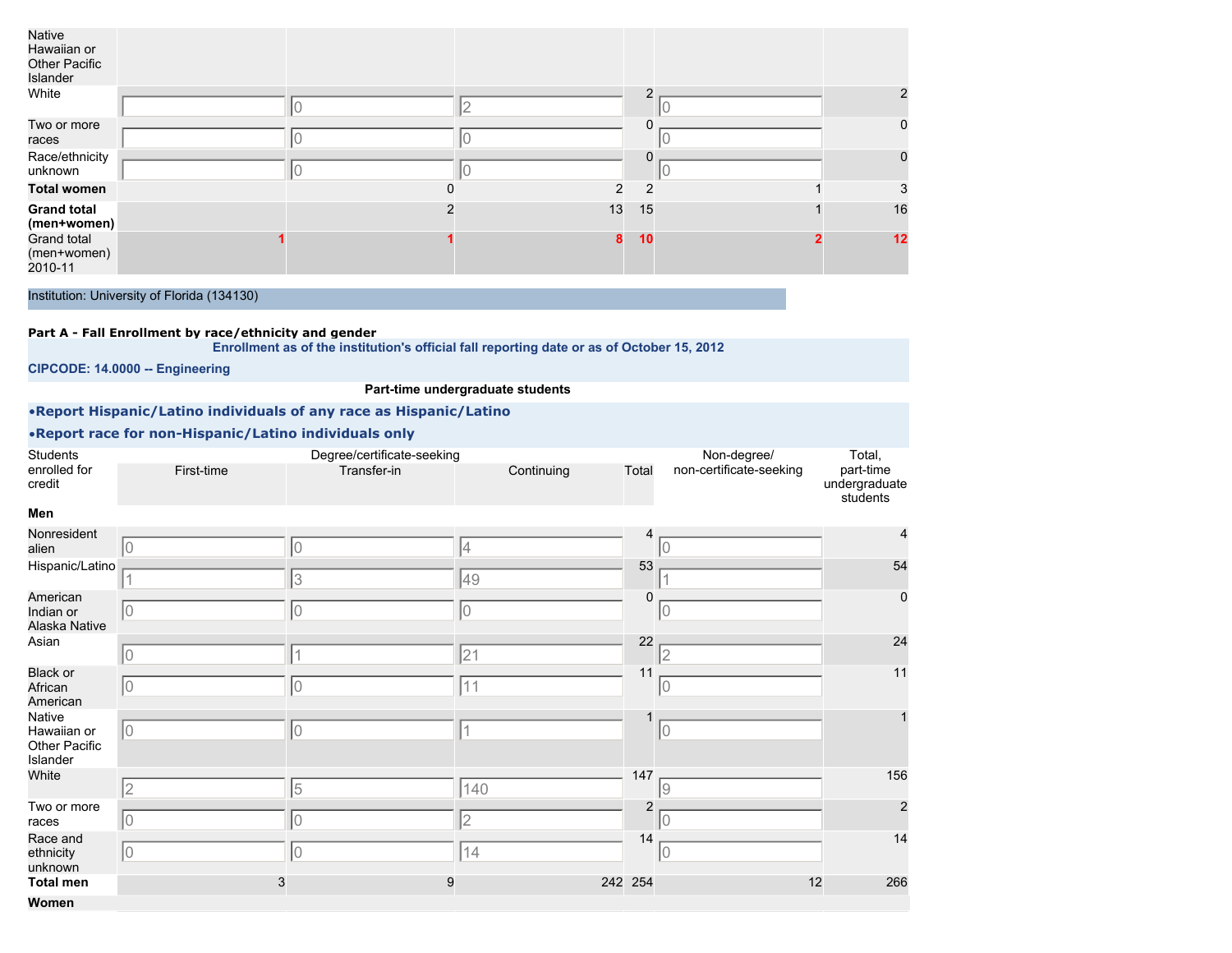| | | | | | | |
|---|---|---|---|---|---|---|
| Native Hawaiian or Other Pacific Islander | | | | | | |
| White | | 0 | 2 | 2 | 0 | 2 |
| Two or more races | | 0 | 0 | 0 | 0 | 0 |
| Race/ethnicity unknown | | 0 | 0 | 0 | 0 | 0 |
| **Total women** | | 0 | 2 | 2 | 1 | 3 |
| **Grand total (men+women)** | | 2 | 13 | 15 | 1 | 16 |
| Grand total (men+women) 2010-11 | 1 | 1 | 8 | 10 | 2 | 12 |

Institution: University of Florida (134130)

**Part A - Fall Enrollment by race/ethnicity and gender**

**Enrollment as of the institution's official fall reporting date or as of October 15, 2012**

**CIPCODE: 14.0000 -- Engineering**

**Part-time undergraduate students**

**•Report Hispanic/Latino individuals of any race as Hispanic/Latino**

**•Report race for non-Hispanic/Latino individuals only**

| Students enrolled for credit | Degree/certificate-seeking | | | | Non-degree/ non-certificate-seeking | Total, part-time undergraduate students |
|---|---|---|---|---|---|---|
| | First-time | Transfer-in | Continuing | Total | | |
| **Men** | | | | | | |
| Nonresident alien | 0 | 0 | 4 | 4 | 0 | 4 |
| Hispanic/Latino | 1 | 3 | 49 | 53 | 1 | 54 |
| American Indian or Alaska Native | 0 | 0 | 0 | 0 | 0 | 0 |
| Asian | 0 | 1 | 21 | 22 | 2 | 24 |
| Black or African American | 0 | 0 | 11 | 11 | 0 | 11 |
| Native Hawaiian or Other Pacific Islander | 0 | 0 | 1 | 1 | 0 | 1 |
| White | 2 | 5 | 140 | 147 | 9 | 156 |
| Two or more races | 0 | 0 | 2 | 2 | 0 | 2 |
| Race and ethnicity unknown | 0 | 0 | 14 | 14 | 0 | 14 |
| **Total men** | 3 | 9 | 242 | 254 | 12 | 266 |
| **Women** | | | | | | |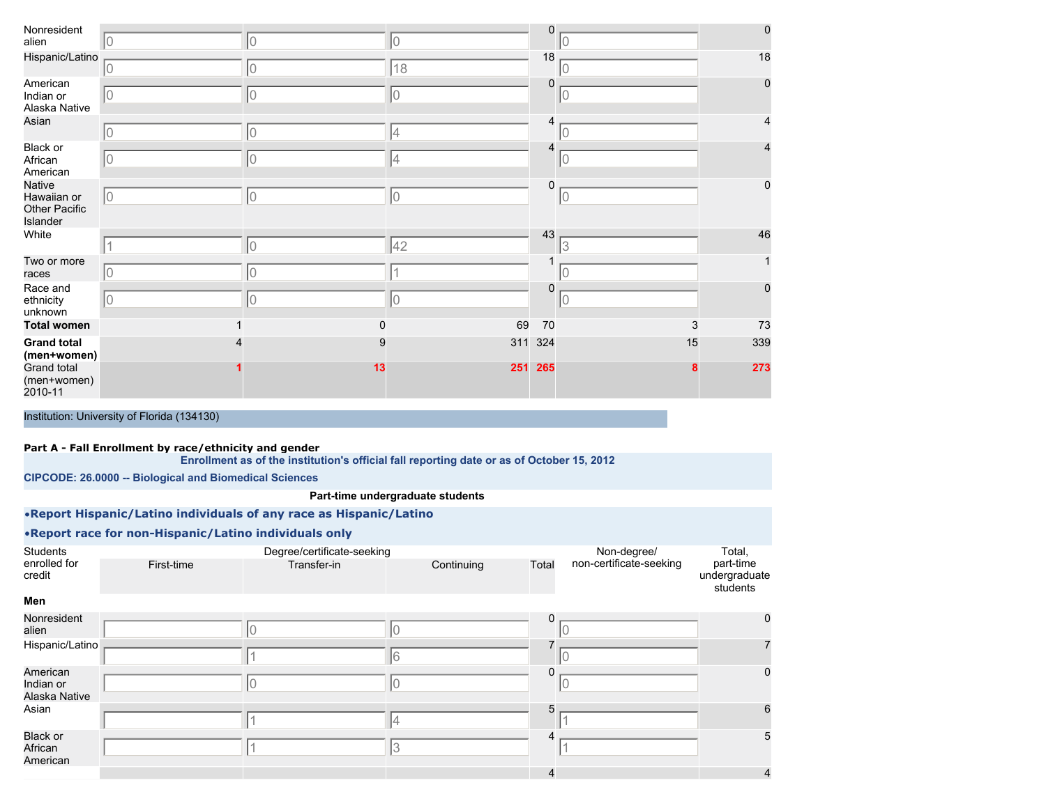| | | | | | | |
|---|---|---|---|---|---|---|
| Nonresident alien | 0 | 0 | 0 | 0 | 0 | 0 |
| Hispanic/Latino | 0 | 0 | 18 | 18 | 0 | 18 |
| American Indian or Alaska Native | 0 | 0 | 0 | 0 | 0 | 0 |
| Asian | 0 | 0 | 4 | 4 | 0 | 4 |
| Black or African American | 0 | 0 | 4 | 4 | 0 | 4 |
| Native Hawaiian or Other Pacific Islander | 0 | 0 | 0 | 0 | 0 | 0 |
| White | 1 | 0 | 42 | 43 | 3 | 46 |
| Two or more races | 0 | 0 | 1 | 1 | 0 | 1 |
| Race and ethnicity unknown | 0 | 0 | 0 | 0 | 0 | 0 |
| **Total women** | 1 | 0 | 69 | 70 | 3 | 73 |
| **Grand total (men+women)** | 4 | 9 | 311 | 324 | 15 | 339 |
| Grand total (men+women) 2010-11 | 1 | 13 | 251 | 265 | 8 | 273 |

Institution: University of Florida (134130)

**Part A - Fall Enrollment by race/ethnicity and gender**

**Enrollment as of the institution's official fall reporting date or as of October 15, 2012**

**CIPCODE: 26.0000 -- Biological and Biomedical Sciences**

**Part-time undergraduate students**

**•Report Hispanic/Latino individuals of any race as Hispanic/Latino**

**•Report race for non-Hispanic/Latino individuals only**

| Students enrolled for credit | Degree/certificate-seeking | | | | Non-degree/ non-certificate-seeking | Total, part-time undergraduate students |
|---|---|---|---|---|---|---|
| | First-time | Transfer-in | Continuing | Total | | |
| **Men** | | | | | | |
| Nonresident alien | | 0 | 0 | 0 | 0 | 0 |
| Hispanic/Latino | | 1 | 6 | 7 | 0 | 7 |
| American Indian or Alaska Native | | 0 | 0 | 0 | 0 | 0 |
| Asian | | 1 | 4 | 5 | 1 | 6 |
| Black or African American | | 1 | 3 | 4 | 1 | 5 |
| | | | | 4 | | 4 |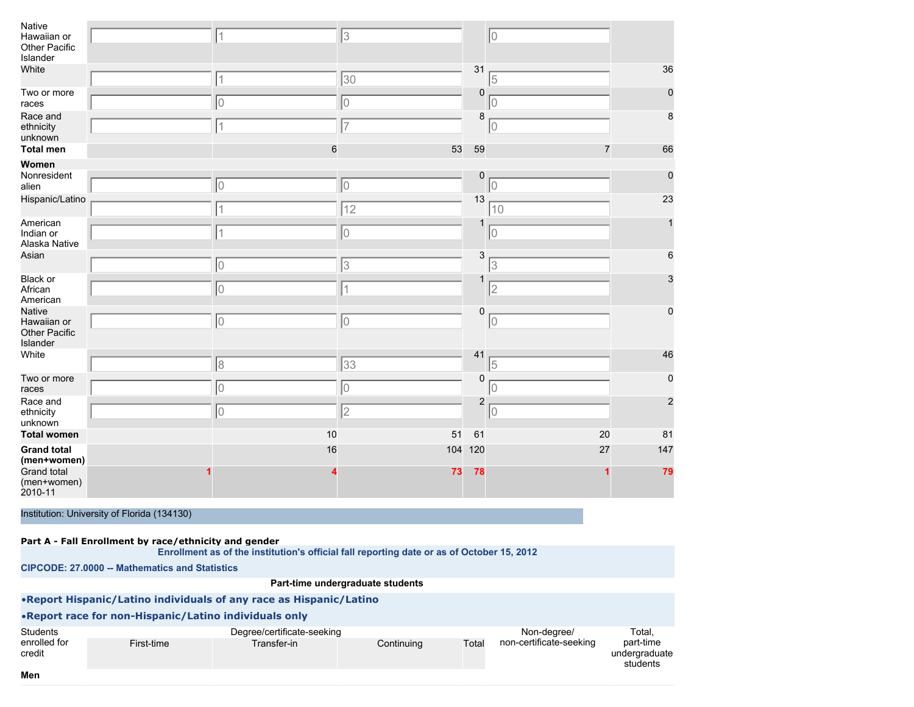| | | | | | | |
|---|---|---|---|---|---|---|
| Native Hawaiian or Other Pacific Islander | | 1 | 3 | | 0 | |
| White | | 1 | 30 | 31 | 5 | 36 |
| Two or more races | | 0 | 0 | 0 | 0 | 0 |
| Race and ethnicity unknown | | 1 | 7 | 8 | 0 | 8 |
| **Total men** | | 6 | 53 | 59 | 7 | 66 |
| **Women** | | | | | | |
| Nonresident alien | | 0 | 0 | 0 | 0 | 0 |
| Hispanic/Latino | | 1 | 12 | 13 | 10 | 23 |
| American Indian or Alaska Native | | 1 | 0 | 1 | 0 | 1 |
| Asian | | 0 | 3 | 3 | 3 | 6 |
| Black or African American | | 0 | 1 | 1 | 2 | 3 |
| Native Hawaiian or Other Pacific Islander | | 0 | 0 | 0 | 0 | 0 |
| White | | 8 | 33 | 41 | 5 | 46 |
| Two or more races | | 0 | 0 | 0 | 0 | 0 |
| Race and ethnicity unknown | | 0 | 2 | 2 | 0 | 2 |
| **Total women** | | 10 | 51 | 61 | 20 | 81 |
| **Grand total (men+women)** | | 16 | 104 | 120 | 27 | 147 |
| Grand total (men+women) 2010-11 | 1 | 4 | 73 | 78 | 1 | 79 |

Institution: University of Florida (134130)

**Part A - Fall Enrollment by race/ethnicity and gender**

**Enrollment as of the institution's official fall reporting date or as of October 15, 2012**

**CIPCODE: 27.0000 -- Mathematics and Statistics**

**Part-time undergraduate students**

**•Report Hispanic/Latino individuals of any race as Hispanic/Latino**

**•Report race for non-Hispanic/Latino individuals only**

| Students enrolled for credit | Degree/certificate-seeking | | | | Non-degree/ non-certificate-seeking | Total, part-time undergraduate students |
|---|---|---|---|---|---|---|
| | First-time | Transfer-in | Continuing | Total | | |
| **Men** | | | | | | |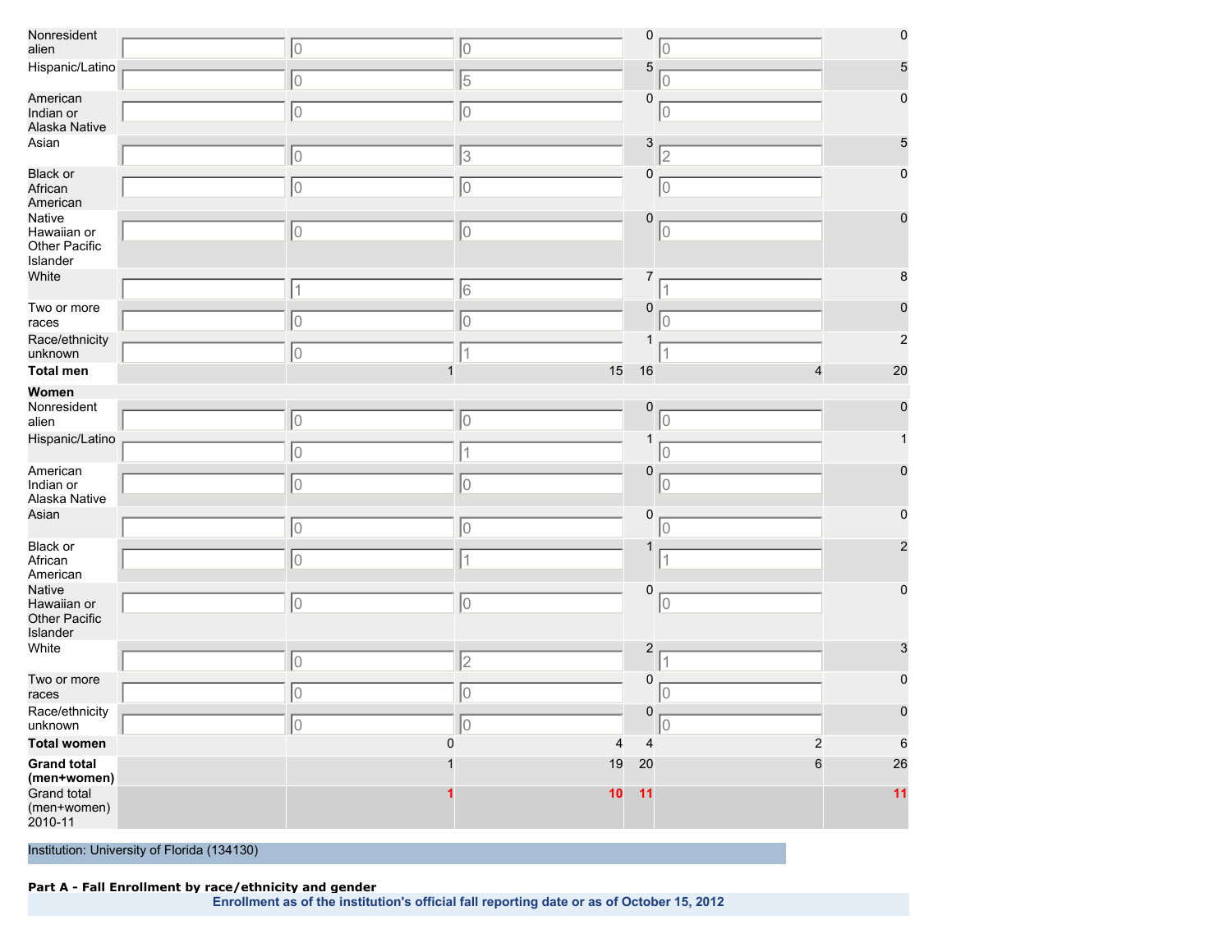| | | | | | | |
|---|---|---|---|---|---|---|
| Nonresident alien | | 0 | 0 | 0 | 0 | 0 |
| Hispanic/Latino | | 0 | 5 | 5 | 0 | 5 |
| American Indian or Alaska Native | | 0 | 0 | 0 | 0 | 0 |
| Asian | | 0 | 3 | 3 | 2 | 5 |
| Black or African American | | 0 | 0 | 0 | 0 | 0 |
| Native Hawaiian or Other Pacific Islander | | 0 | 0 | 0 | 0 | 0 |
| White | | 1 | 6 | 7 | 1 | 8 |
| Two or more races | | 0 | 0 | 0 | 0 | 0 |
| Race/ethnicity unknown | | 0 | 1 | 1 | 1 | 2 |
| **Total men** | | 1 | 15 | 16 | 4 | 20 |
| **Women** | | | | | | |
| Nonresident alien | | 0 | 0 | 0 | 0 | 0 |
| Hispanic/Latino | | 0 | 1 | 1 | 0 | 1 |
| American Indian or Alaska Native | | 0 | 0 | 0 | 0 | 0 |
| Asian | | 0 | 0 | 0 | 0 | 0 |
| Black or African American | | 0 | 1 | 1 | 1 | 2 |
| Native Hawaiian or Other Pacific Islander | | 0 | 0 | 0 | 0 | 0 |
| White | | 0 | 2 | 2 | 1 | 3 |
| Two or more races | | 0 | 0 | 0 | 0 | 0 |
| Race/ethnicity unknown | | 0 | 0 | 0 | 0 | 0 |
| **Total women** | | 0 | 4 | 4 | 2 | 6 |
| **Grand total (men+women)** | | 1 | 19 | 20 | 6 | 26 |
| Grand total (men+women) 2010-11 | | 1 | 10 | 11 | | 11 |

Institution: University of Florida (134130)

**Part A - Fall Enrollment by race/ethnicity and gender**

**Enrollment as of the institution's official fall reporting date or as of October 15, 2012**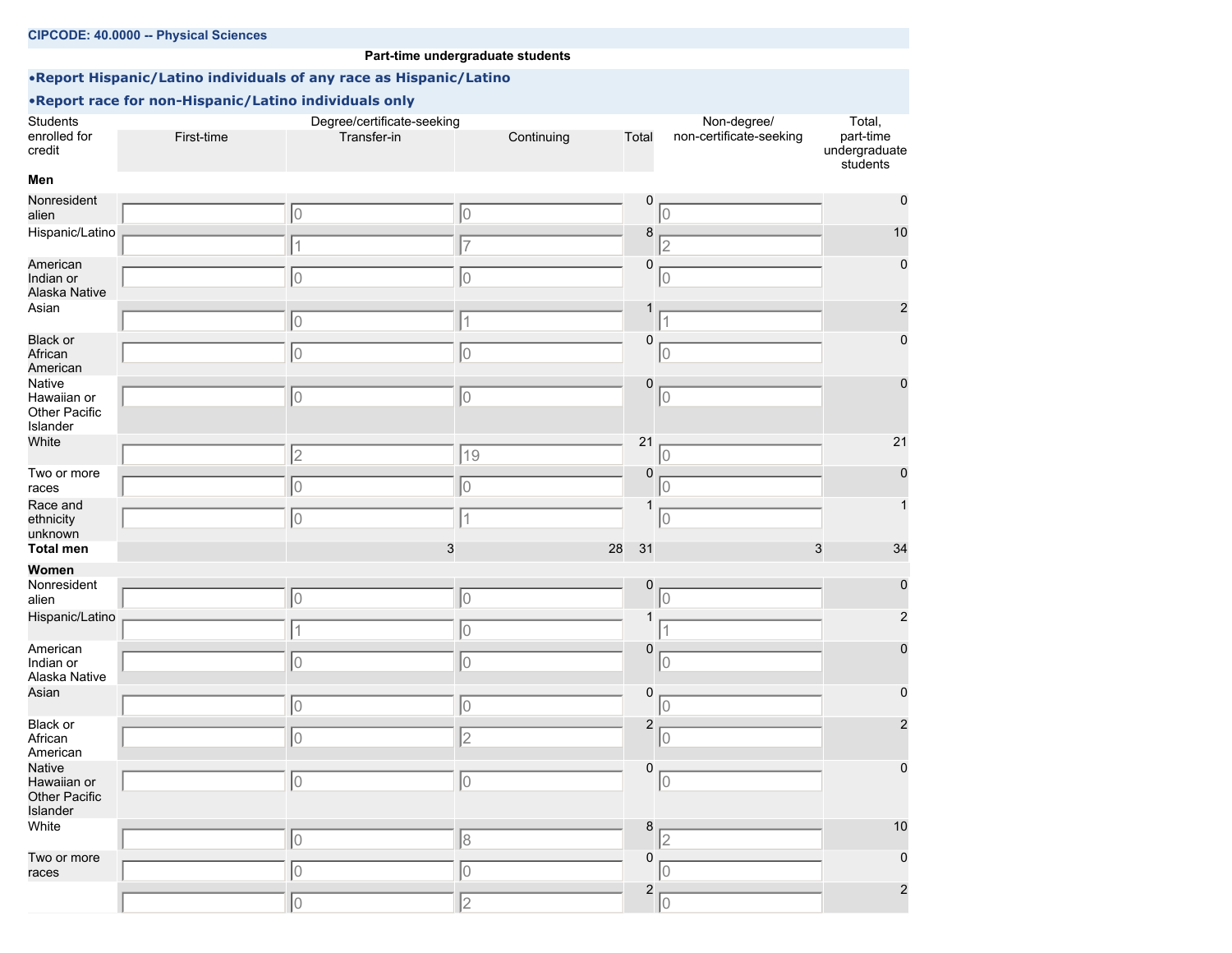**CIPCODE: 40.0000 -- Physical Sciences**

**Part-time undergraduate students**

**•Report Hispanic/Latino individuals of any race as Hispanic/Latino**

**•Report race for non-Hispanic/Latino individuals only**

| Students enrolled for credit | Degree/certificate-seeking First-time | Transfer-in | Continuing | Total | Non-degree/ non-certificate-seeking | Total, part-time undergraduate students |
|---|---|---|---|---|---|---|
| **Men** | | | | | | |
| Nonresident alien | | 0 | 0 | 0 | 0 | 0 |
| Hispanic/Latino | | 1 | 7 | 8 | 2 | 10 |
| American Indian or Alaska Native | | 0 | 0 | 0 | 0 | 0 |
| Asian | | 0 | 1 | 1 | 1 | 2 |
| Black or African American | | 0 | 0 | 0 | 0 | 0 |
| Native Hawaiian or Other Pacific Islander | | 0 | 0 | 0 | 0 | 0 |
| White | | 2 | 19 | 21 | 0 | 21 |
| Two or more races | | 0 | 0 | 0 | 0 | 0 |
| Race and ethnicity unknown | | 0 | 1 | 1 | 0 | 1 |
| **Total men** | | 3 | 28 | 31 | 3 | 34 |
| **Women** | | | | | | |
| Nonresident alien | | 0 | 0 | 0 | 0 | 0 |
| Hispanic/Latino | | 1 | 0 | 1 | 1 | 2 |
| American Indian or Alaska Native | | 0 | 0 | 0 | 0 | 0 |
| Asian | | 0 | 0 | 0 | 0 | 0 |
| Black or African American | | 0 | 2 | 2 | 0 | 2 |
| Native Hawaiian or Other Pacific Islander | | 0 | 0 | 0 | 0 | 0 |
| White | | 0 | 8 | 8 | 2 | 10 |
| Two or more races | | 0 | 0 | 0 | 0 | 0 |
| | | 0 | 2 | 2 | 0 | 2 |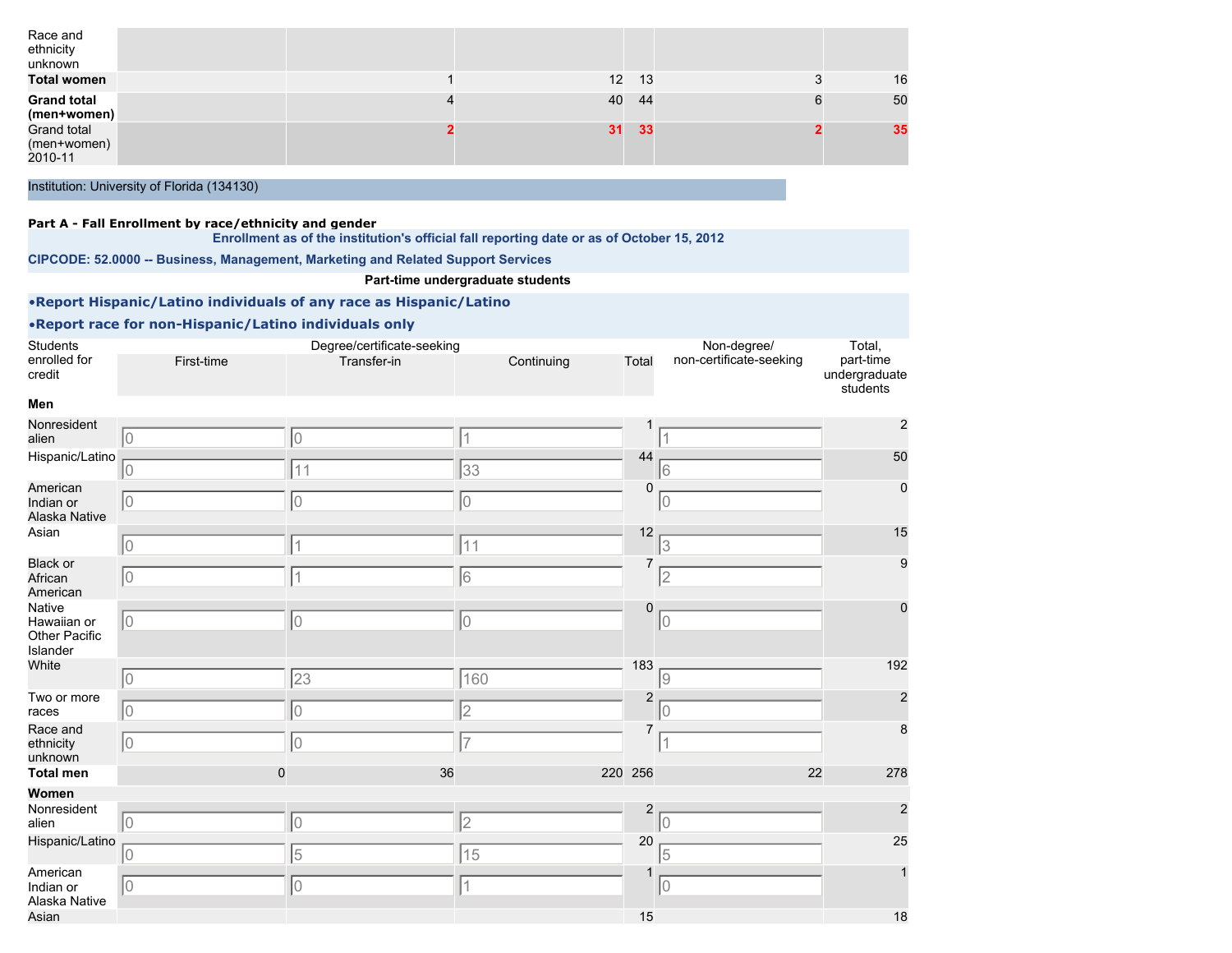| | | | | | | |
|---|---|---|---|---|---|---|
| Race and ethnicity unknown | | | | | | |
| **Total women** | | 1 | 12 | 13 | 3 | 16 |
| **Grand total (men+women)** | | 4 | 40 | 44 | 6 | 50 |
| Grand total (men+women) 2010-11 | | 2 | 31 | 33 | 2 | 35 |

Institution: University of Florida (134130)

**Part A - Fall Enrollment by race/ethnicity and gender**

**Enrollment as of the institution's official fall reporting date or as of October 15, 2012**

**CIPCODE: 52.0000 -- Business, Management, Marketing and Related Support Services**

**Part-time undergraduate students**

- **Report Hispanic/Latino individuals of any race as Hispanic/Latino**
- **Report race for non-Hispanic/Latino individuals only**

| Students enrolled for credit | Degree/certificate-seeking | | | | Non-degree/ non-certificate-seeking | Total, part-time undergraduate students |
|---|---|---|---|---|---|---|
| | First-time | Transfer-in | Continuing | Total | | |
| **Men** | | | | | | |
| Nonresident alien | 0 | 0 | 1 | 1 | 1 | 2 |
| Hispanic/Latino | 0 | 11 | 33 | 44 | 6 | 50 |
| American Indian or Alaska Native | 0 | 0 | 0 | 0 | 0 | 0 |
| Asian | 0 | 1 | 11 | 12 | 3 | 15 |
| Black or African American | 0 | 1 | 6 | 7 | 2 | 9 |
| Native Hawaiian or Other Pacific Islander | 0 | 0 | 0 | 0 | 0 | 0 |
| White | 0 | 23 | 160 | 183 | 9 | 192 |
| Two or more races | 0 | 0 | 2 | 2 | 0 | 2 |
| Race and ethnicity unknown | 0 | 0 | 7 | 7 | 1 | 8 |
| **Total men** | 0 | 36 | 220 | 256 | 22 | 278 |
| **Women** | | | | | | |
| Nonresident alien | 0 | 0 | 2 | 2 | 0 | 2 |
| Hispanic/Latino | 0 | 5 | 15 | 20 | 5 | 25 |
| American Indian or Alaska Native | 0 | 0 | 1 | 1 | 0 | 1 |
| Asian | | | | 15 | | 18 |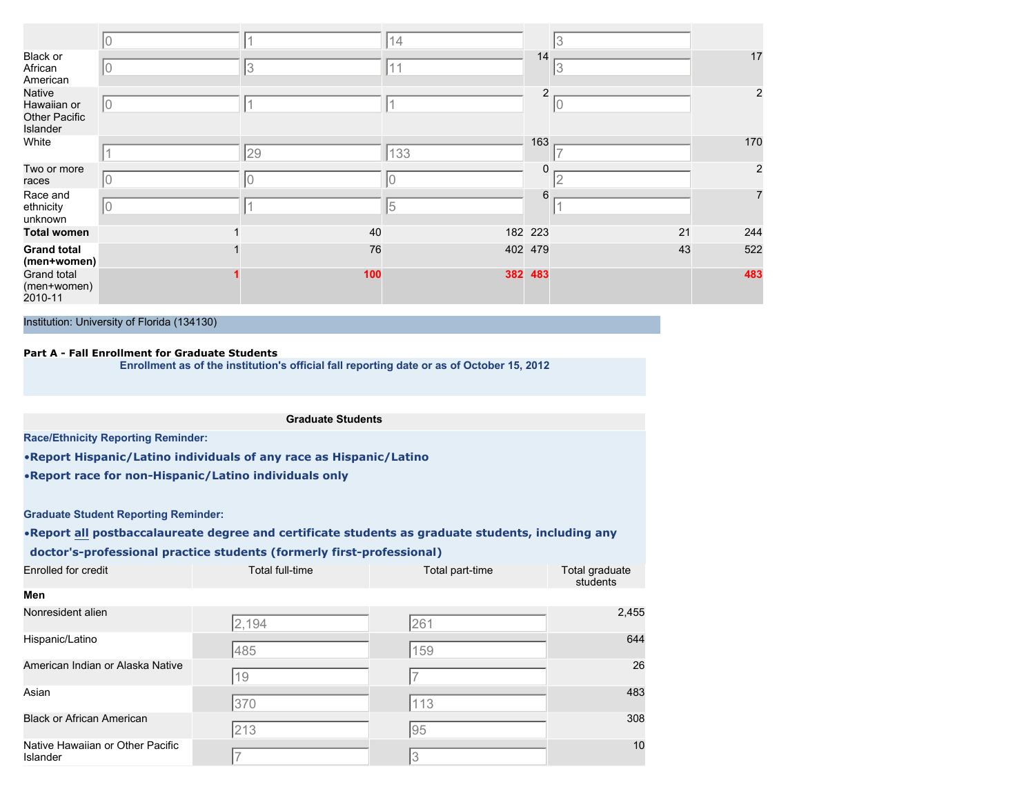| | | | | | | |
|---|---|---|---|---|---|---|
| | 0 | 1 | 14 | | 3 | |
| Black or African American | 0 | 3 | 11 | 14 | 3 | 17 |
| Native Hawaiian or Other Pacific Islander | 0 | 1 | 1 | 2 | 0 | 2 |
| White | 1 | 29 | 133 | 163 | 7 | 170 |
| Two or more races | 0 | 0 | 0 | 0 | 2 | 2 |
| Race and ethnicity unknown | 0 | 1 | 5 | 6 | 1 | 7 |
| **Total women** | 1 | 40 | 182 | 223 | 21 | 244 |
| **Grand total (men+women)** | 1 | 76 | 402 | 479 | 43 | 522 |
| Grand total (men+women) 2010-11 | 1 | 100 | 382 | 483 | | 483 |

Institution: University of Florida (134130)

**Part A - Fall Enrollment for Graduate Students**

**Enrollment as of the institution's official fall reporting date or as of October 15, 2012**

**Graduate Students**

**Race/Ethnicity Reporting Reminder:**

- **Report Hispanic/Latino individuals of any race as Hispanic/Latino**
- **Report race for non-Hispanic/Latino individuals only**

**Graduate Student Reporting Reminder:**

- **Report all postbaccalaureate degree and certificate students as graduate students, including any doctor's-professional practice students (formerly first-professional)**

| Enrolled for credit | Total full-time | Total part-time | Total graduate students |
|---|---|---|---|
| **Men** | | | |
| Nonresident alien | 2,194 | 261 | 2,455 |
| Hispanic/Latino | 485 | 159 | 644 |
| American Indian or Alaska Native | 19 | 7 | 26 |
| Asian | 370 | 113 | 483 |
| Black or African American | 213 | 95 | 308 |
| Native Hawaiian or Other Pacific Islander | 7 | 3 | 10 |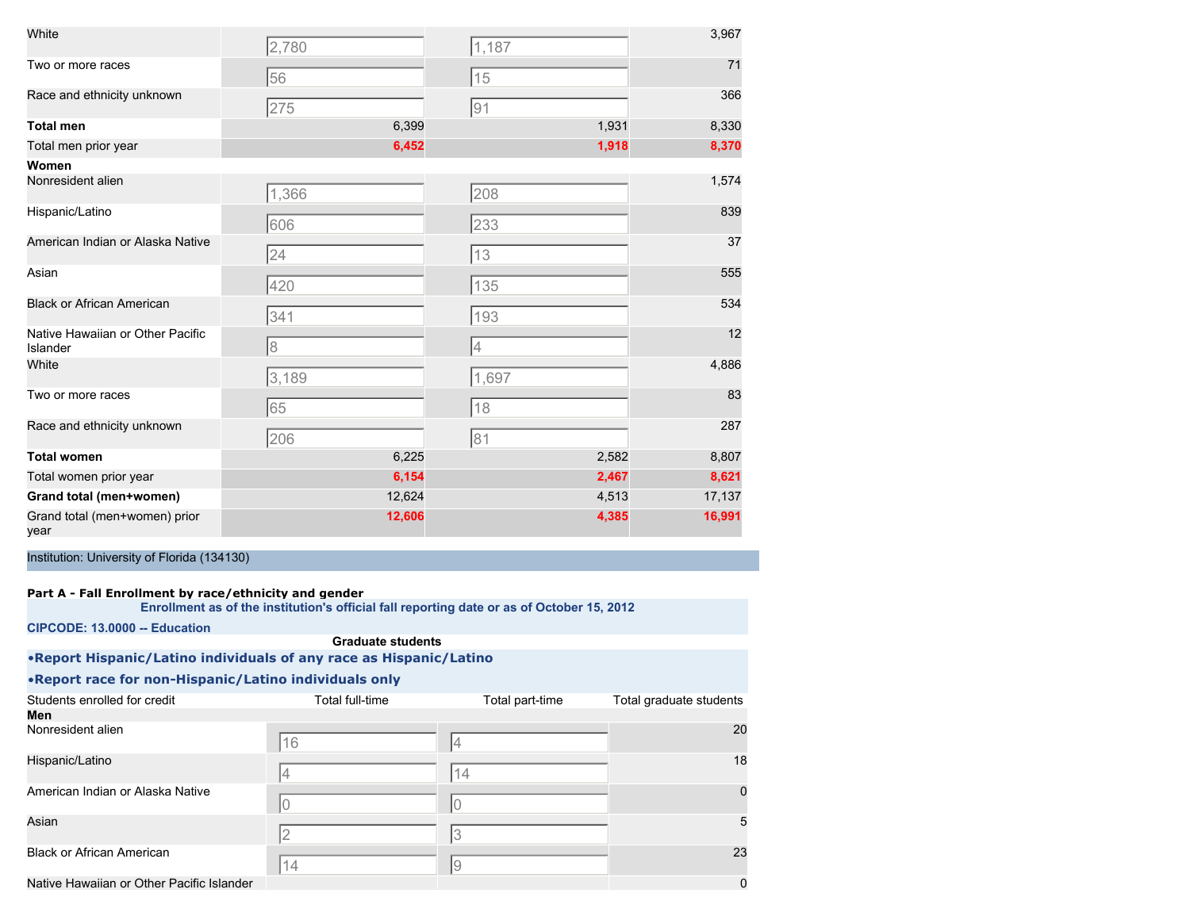| | | | |
|---|---|---|---|
| White | 2,780 | 1,187 | 3,967 |
| Two or more races | 56 | 15 | 71 |
| Race and ethnicity unknown | 275 | 91 | 366 |
| **Total men** | 6,399 | 1,931 | 8,330 |
| Total men prior year | **6,452** | **1,918** | **8,370** |
| **Women** | | | |
| Nonresident alien | 1,366 | 208 | 1,574 |
| Hispanic/Latino | 606 | 233 | 839 |
| American Indian or Alaska Native | 24 | 13 | 37 |
| Asian | 420 | 135 | 555 |
| Black or African American | 341 | 193 | 534 |
| Native Hawaiian or Other Pacific Islander | 8 | 4 | 12 |
| White | 3,189 | 1,697 | 4,886 |
| Two or more races | 65 | 18 | 83 |
| Race and ethnicity unknown | 206 | 81 | 287 |
| **Total women** | 6,225 | 2,582 | 8,807 |
| Total women prior year | **6,154** | **2,467** | **8,621** |
| **Grand total (men+women)** | 12,624 | 4,513 | 17,137 |
| Grand total (men+women) prior year | **12,606** | **4,385** | **16,991** |

Institution: University of Florida (134130)

**Part A - Fall Enrollment by race/ethnicity and gender**

**Enrollment as of the institution's official fall reporting date or as of October 15, 2012**

**CIPCODE: 13.0000 -- Education**

**Graduate students**

**•Report Hispanic/Latino individuals of any race as Hispanic/Latino**

**•Report race for non-Hispanic/Latino individuals only**

| Students enrolled for credit | Total full-time | Total part-time | Total graduate students |
|---|---|---|---|
| **Men** | | | |
| Nonresident alien | 16 | 4 | 20 |
| Hispanic/Latino | 4 | 14 | 18 |
| American Indian or Alaska Native | 0 | 0 | 0 |
| Asian | 2 | 3 | 5 |
| Black or African American | 14 | 9 | 23 |
| Native Hawaiian or Other Pacific Islander | | | 0 |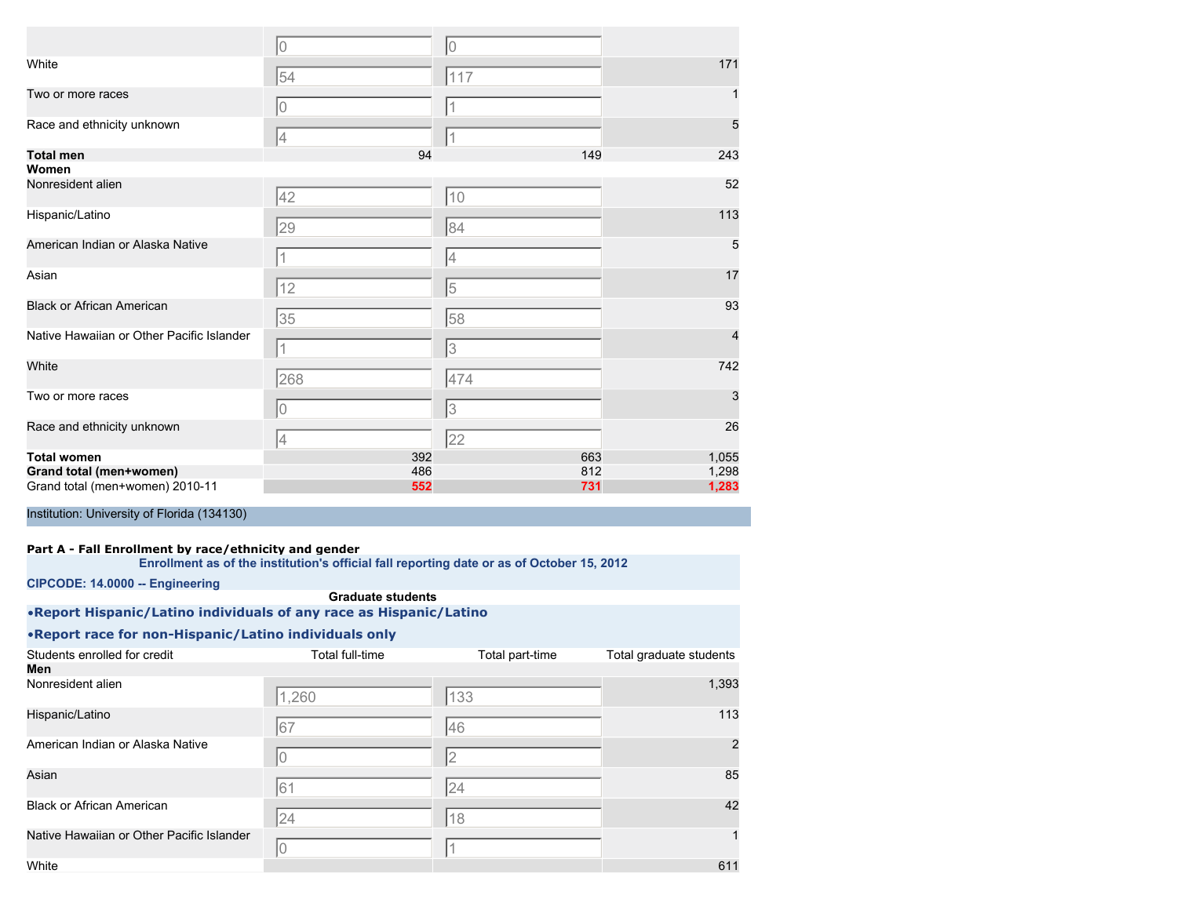| | | | |
|---|---|---|---|
| | 0 | 0 | |
| White | 54 | 117 | 171 |
| Two or more races | 0 | 1 | 1 |
| Race and ethnicity unknown | 4 | 1 | 5 |
| **Total men** | 94 | 149 | 243 |
| **Women** | | | |
| Nonresident alien | 42 | 10 | 52 |
| Hispanic/Latino | 29 | 84 | 113 |
| American Indian or Alaska Native | 1 | 4 | 5 |
| Asian | 12 | 5 | 17 |
| Black or African American | 35 | 58 | 93 |
| Native Hawaiian or Other Pacific Islander | 1 | 3 | 4 |
| White | 268 | 474 | 742 |
| Two or more races | 0 | 3 | 3 |
| Race and ethnicity unknown | 4 | 22 | 26 |
| **Total women** | 392 | 663 | 1,055 |
| **Grand total (men+women)** | 486 | 812 | 1,298 |
| Grand total (men+women) 2010-11 | 552 | 731 | 1,283 |

Institution: University of Florida (134130)

**Part A - Fall Enrollment by race/ethnicity and gender**

**Enrollment as of the institution's official fall reporting date or as of October 15, 2012**

**CIPCODE: 14.0000 -- Engineering**

**Graduate students**

**•Report Hispanic/Latino individuals of any race as Hispanic/Latino**

**•Report race for non-Hispanic/Latino individuals only**

| Students enrolled for credit | Total full-time | Total part-time | Total graduate students |
|---|---|---|---|
| **Men** | | | |
| Nonresident alien | 1,260 | 133 | 1,393 |
| Hispanic/Latino | 67 | 46 | 113 |
| American Indian or Alaska Native | 0 | 2 | 2 |
| Asian | 61 | 24 | 85 |
| Black or African American | 24 | 18 | 42 |
| Native Hawaiian or Other Pacific Islander | 0 | 1 | 1 |
| White | | | 611 |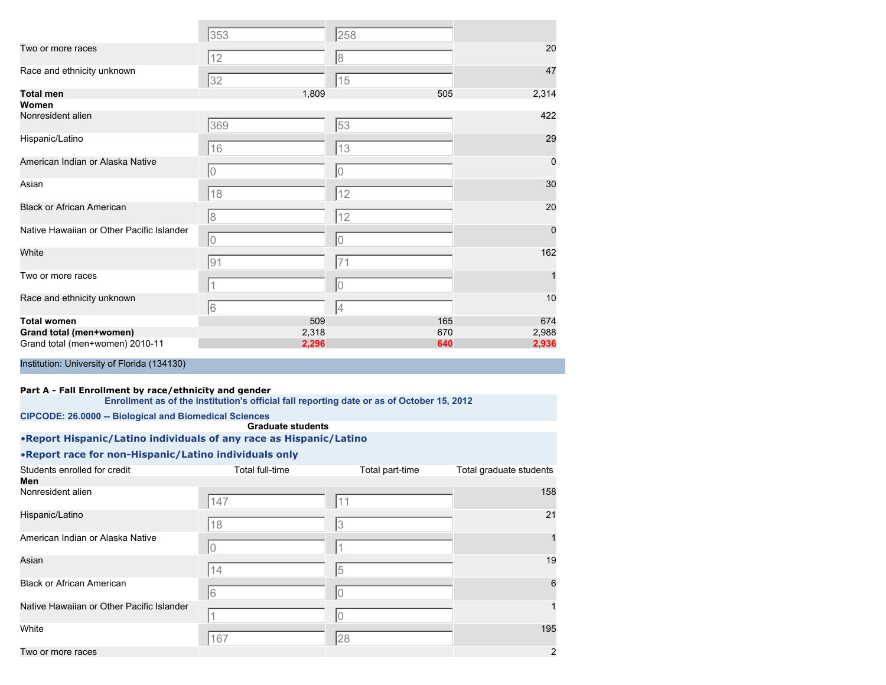| | | | |
|---|---|---|---|
| | 353 | 258 | |
| Two or more races | 12 | 8 | 20 |
| Race and ethnicity unknown | 32 | 15 | 47 |
| **Total men** | 1,809 | 505 | 2,314 |
| **Women** | | | |
| Nonresident alien | 369 | 53 | 422 |
| Hispanic/Latino | 16 | 13 | 29 |
| American Indian or Alaska Native | 0 | 0 | 0 |
| Asian | 18 | 12 | 30 |
| Black or African American | 8 | 12 | 20 |
| Native Hawaiian or Other Pacific Islander | 0 | 0 | 0 |
| White | 91 | 71 | 162 |
| Two or more races | 1 | 0 | 1 |
| Race and ethnicity unknown | 6 | 4 | 10 |
| **Total women** | 509 | 165 | 674 |
| **Grand total (men+women)** | 2,318 | 670 | 2,988 |
| Grand total (men+women) 2010-11 | 2,296 | 640 | 2,936 |

Institution: University of Florida (134130)

**Part A - Fall Enrollment by race/ethnicity and gender**

**Enrollment as of the institution's official fall reporting date or as of October 15, 2012**

**CIPCODE: 26.0000 -- Biological and Biomedical Sciences**

**Graduate students**

**•Report Hispanic/Latino individuals of any race as Hispanic/Latino**

**•Report race for non-Hispanic/Latino individuals only**

| Students enrolled for credit | Total full-time | Total part-time | Total graduate students |
|---|---|---|---|
| **Men** | | | |
| Nonresident alien | 147 | 11 | 158 |
| Hispanic/Latino | 18 | 3 | 21 |
| American Indian or Alaska Native | 0 | 1 | 1 |
| Asian | 14 | 5 | 19 |
| Black or African American | 6 | 0 | 6 |
| Native Hawaiian or Other Pacific Islander | 1 | 0 | 1 |
| White | 167 | 28 | 195 |
| Two or more races | | | 2 |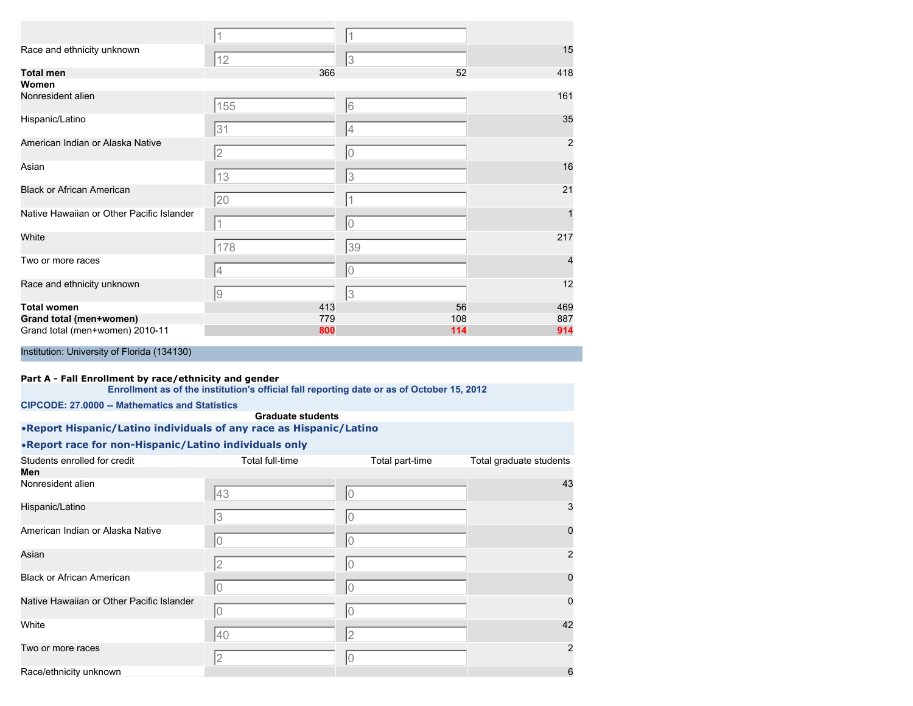| | | | |
|---|---|---|---|
| | 1 | 1 | |
| Race and ethnicity unknown | 12 | 3 | 15 |
| **Total men** | 366 | 52 | 418 |
| **Women** | | | |
| Nonresident alien | 155 | 6 | 161 |
| Hispanic/Latino | 31 | 4 | 35 |
| American Indian or Alaska Native | 2 | 0 | 2 |
| Asian | 13 | 3 | 16 |
| Black or African American | 20 | 1 | 21 |
| Native Hawaiian or Other Pacific Islander | 1 | 0 | 1 |
| White | 178 | 39 | 217 |
| Two or more races | 4 | 0 | 4 |
| Race and ethnicity unknown | 9 | 3 | 12 |
| **Total women** | 413 | 56 | 469 |
| **Grand total (men+women)** | 779 | 108 | 887 |
| Grand total (men+women) 2010-11 | **800** | **114** | **914** |

Institution: University of Florida (134130)

**Part A - Fall Enrollment by race/ethnicity and gender**

**Enrollment as of the institution's official fall reporting date or as of October 15, 2012**

**CIPCODE: 27.0000 -- Mathematics and Statistics**

**Graduate students**

- **Report Hispanic/Latino individuals of any race as Hispanic/Latino**
- **Report race for non-Hispanic/Latino individuals only**

| Students enrolled for credit | Total full-time | Total part-time | Total graduate students |
|---|---|---|---|
| **Men** | | | |
| Nonresident alien | 43 | 0 | 43 |
| Hispanic/Latino | 3 | 0 | 3 |
| American Indian or Alaska Native | 0 | 0 | 0 |
| Asian | 2 | 0 | 2 |
| Black or African American | 0 | 0 | 0 |
| Native Hawaiian or Other Pacific Islander | 0 | 0 | 0 |
| White | 40 | 2 | 42 |
| Two or more races | 2 | 0 | 2 |
| Race/ethnicity unknown | | | 6 |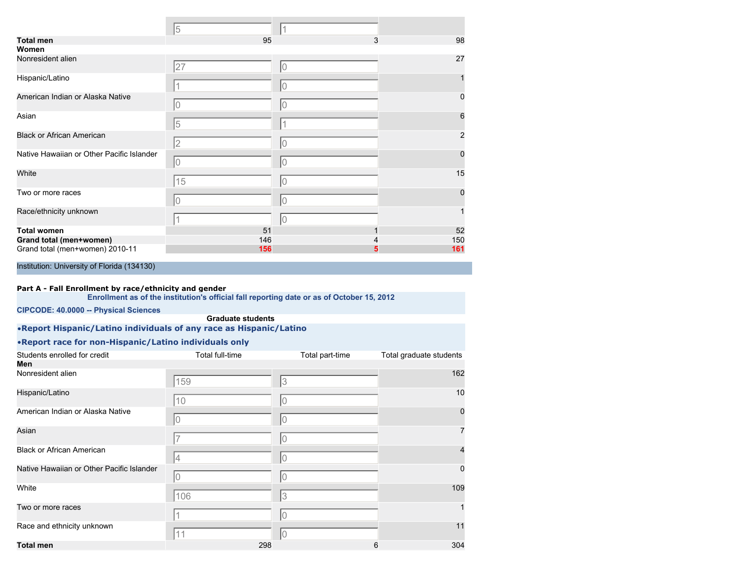| | | | |
|---|---|---|---|
| | 5 | 1 | |
| **Total men** | 95 | 3 | 98 |
| **Women** | | | |
| Nonresident alien | 27 | 0 | 27 |
| Hispanic/Latino | 1 | 0 | 1 |
| American Indian or Alaska Native | 0 | 0 | 0 |
| Asian | 5 | 1 | 6 |
| Black or African American | 2 | 0 | 2 |
| Native Hawaiian or Other Pacific Islander | 0 | 0 | 0 |
| White | 15 | 0 | 15 |
| Two or more races | 0 | 0 | 0 |
| Race/ethnicity unknown | 1 | 0 | 1 |
| **Total women** | 51 | 1 | 52 |
| **Grand total (men+women)** | 146 | 4 | 150 |
| Grand total (men+women) 2010-11 | **156** | **5** | **161** |

Institution: University of Florida (134130)

**Part A - Fall Enrollment by race/ethnicity and gender**

**Enrollment as of the institution's official fall reporting date or as of October 15, 2012**

**CIPCODE: 40.0000 -- Physical Sciences**

**Graduate students**

- **Report Hispanic/Latino individuals of any race as Hispanic/Latino**
- **Report race for non-Hispanic/Latino individuals only**

| Students enrolled for credit | Total full-time | Total part-time | Total graduate students |
|---|---|---|---|
| **Men** | | | |
| Nonresident alien | 159 | 3 | 162 |
| Hispanic/Latino | 10 | 0 | 10 |
| American Indian or Alaska Native | 0 | 0 | 0 |
| Asian | 7 | 0 | 7 |
| Black or African American | 4 | 0 | 4 |
| Native Hawaiian or Other Pacific Islander | 0 | 0 | 0 |
| White | 106 | 3 | 109 |
| Two or more races | 1 | 0 | 1 |
| Race and ethnicity unknown | 11 | 0 | 11 |
| **Total men** | 298 | 6 | 304 |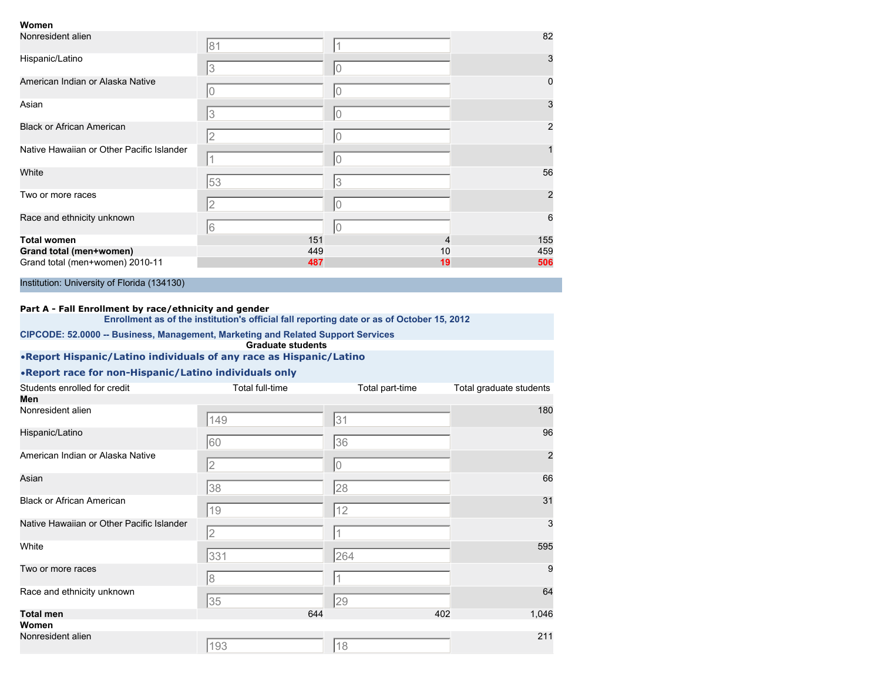| Women | | | |
|---|---|---|---|
| Nonresident alien | 81 | 1 | 82 |
| Hispanic/Latino | 3 | 0 | 3 |
| American Indian or Alaska Native | 0 | 0 | 0 |
| Asian | 3 | 0 | 3 |
| Black or African American | 2 | 0 | 2 |
| Native Hawaiian or Other Pacific Islander | 1 | 0 | 1 |
| White | 53 | 3 | 56 |
| Two or more races | 2 | 0 | 2 |
| Race and ethnicity unknown | 6 | 0 | 6 |
| **Total women** | 151 | 4 | 155 |
| **Grand total (men+women)** | 449 | 10 | 459 |
| Grand total (men+women) 2010-11 | **487** | **19** | **506** |

Institution: University of Florida (134130)

**Part A - Fall Enrollment by race/ethnicity and gender**

**Enrollment as of the institution's official fall reporting date or as of October 15, 2012**

**CIPCODE: 52.0000 -- Business, Management, Marketing and Related Support Services**

**Graduate students**

- **Report Hispanic/Latino individuals of any race as Hispanic/Latino**
- **Report race for non-Hispanic/Latino individuals only**

| Students enrolled for credit | Total full-time | Total part-time | Total graduate students |
|---|---|---|---|
| **Men** | | | |
| Nonresident alien | 149 | 31 | 180 |
| Hispanic/Latino | 60 | 36 | 96 |
| American Indian or Alaska Native | 2 | 0 | 2 |
| Asian | 38 | 28 | 66 |
| Black or African American | 19 | 12 | 31 |
| Native Hawaiian or Other Pacific Islander | 2 | 1 | 3 |
| White | 331 | 264 | 595 |
| Two or more races | 8 | 1 | 9 |
| Race and ethnicity unknown | 35 | 29 | 64 |
| **Total men** | 644 | 402 | 1,046 |
| **Women** | | | |
| Nonresident alien | 193 | 18 | 211 |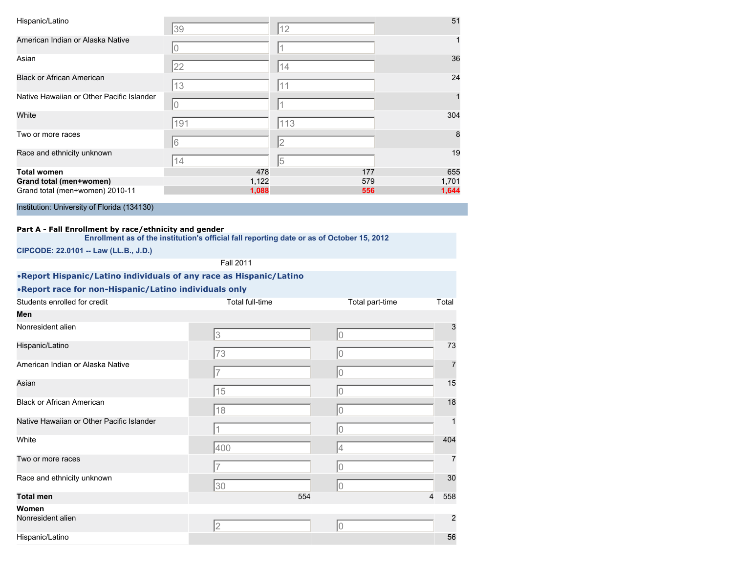| | | | |
|---|---|---|---|
| Hispanic/Latino | 39 | 12 | 51 |
| American Indian or Alaska Native | 0 | 1 | 1 |
| Asian | 22 | 14 | 36 |
| Black or African American | 13 | 11 | 24 |
| Native Hawaiian or Other Pacific Islander | 0 | 1 | 1 |
| White | 191 | 113 | 304 |
| Two or more races | 6 | 2 | 8 |
| Race and ethnicity unknown | 14 | 5 | 19 |
| **Total women** | 478 | 177 | 655 |
| **Grand total (men+women)** | 1,122 | 579 | 1,701 |
| Grand total (men+women) 2010-11 | **1,088** | **556** | **1,644** |

Institution: University of Florida (134130)

**Part A - Fall Enrollment by race/ethnicity and gender**

**Enrollment as of the institution's official fall reporting date or as of October 15, 2012**

**CIPCODE: 22.0101 -- Law (LL.B., J.D.)**

Fall 2011

**•Report Hispanic/Latino individuals of any race as Hispanic/Latino**

**•Report race for non-Hispanic/Latino individuals only**

| Students enrolled for credit | Total full-time | Total part-time | Total |
|---|---|---|---|
| **Men** | | | |
| Nonresident alien | 3 | 0 | 3 |
| Hispanic/Latino | 73 | 0 | 73 |
| American Indian or Alaska Native | 7 | 0 | 7 |
| Asian | 15 | 0 | 15 |
| Black or African American | 18 | 0 | 18 |
| Native Hawaiian or Other Pacific Islander | 1 | 0 | 1 |
| White | 400 | 4 | 404 |
| Two or more races | 7 | 0 | 7 |
| Race and ethnicity unknown | 30 | 0 | 30 |
| **Total men** | 554 | 4 | 558 |
| **Women** | | | |
| Nonresident alien | 2 | 0 | 2 |
| Hispanic/Latino | | | 56 |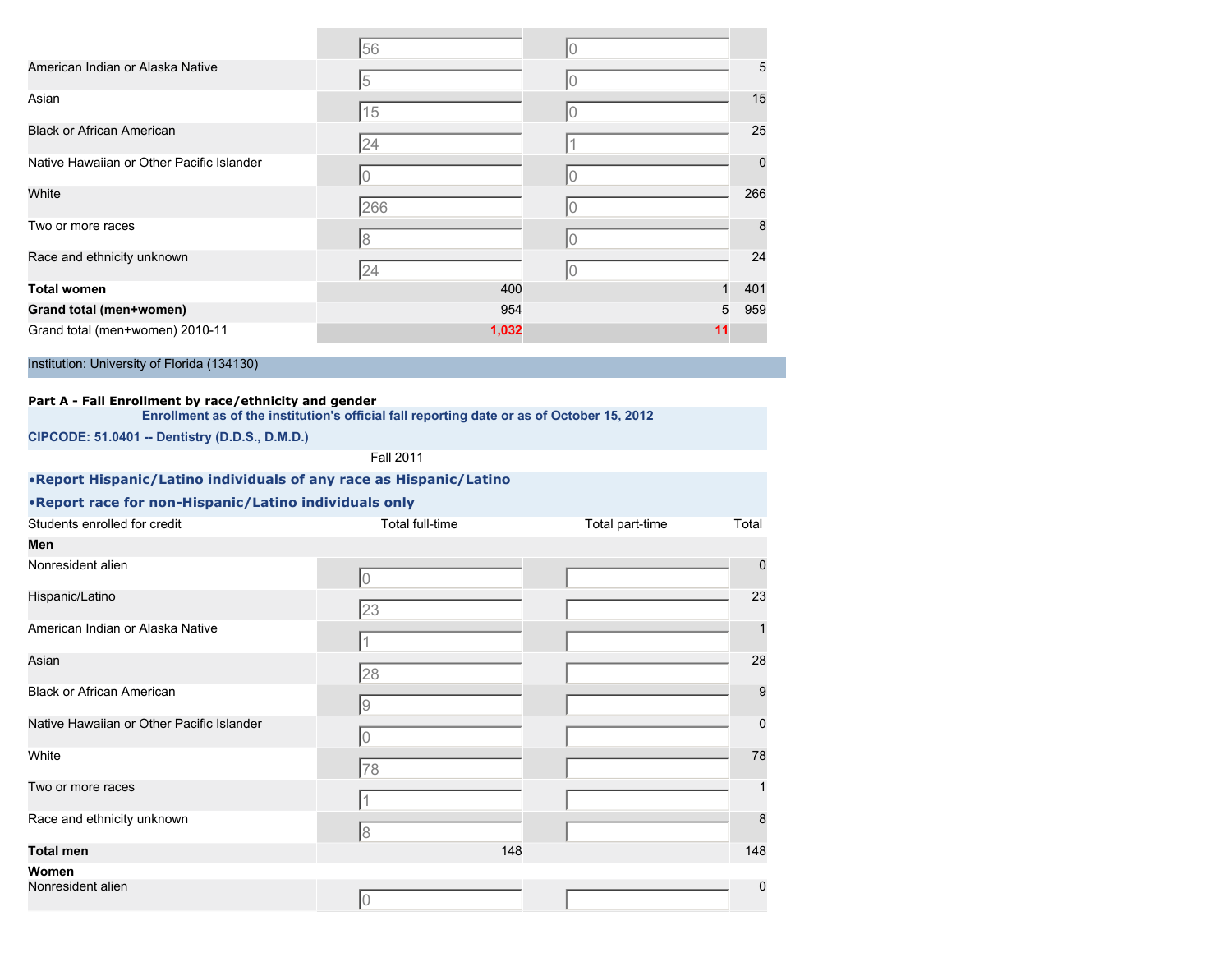| | | | |
|---|---|---|---|
| | 56 | 0 | |
| American Indian or Alaska Native | 5 | 0 | 5 |
| Asian | 15 | 0 | 15 |
| Black or African American | 24 | 1 | 25 |
| Native Hawaiian or Other Pacific Islander | 0 | 0 | 0 |
| White | 266 | 0 | 266 |
| Two or more races | 8 | 0 | 8 |
| Race and ethnicity unknown | 24 | 0 | 24 |
| **Total women** | 400 | 1 | 401 |
| **Grand total (men+women)** | 954 | 5 | 959 |
| Grand total (men+women) 2010-11 | **1,032** | **11** | |

Institution: University of Florida (134130)

**Part A - Fall Enrollment by race/ethnicity and gender**

**Enrollment as of the institution's official fall reporting date or as of October 15, 2012**

**CIPCODE: 51.0401 -- Dentistry (D.D.S., D.M.D.)**

Fall 2011

**•Report Hispanic/Latino individuals of any race as Hispanic/Latino**

**•Report race for non-Hispanic/Latino individuals only**

| Students enrolled for credit | Total full-time | Total part-time | Total |
|---|---|---|---|
| **Men** | | | |
| Nonresident alien | 0 | | 0 |
| Hispanic/Latino | 23 | | 23 |
| American Indian or Alaska Native | 1 | | 1 |
| Asian | 28 | | 28 |
| Black or African American | 9 | | 9 |
| Native Hawaiian or Other Pacific Islander | 0 | | 0 |
| White | 78 | | 78 |
| Two or more races | 1 | | 1 |
| Race and ethnicity unknown | 8 | | 8 |
| **Total men** | 148 | | 148 |
| **Women** | | | |
| Nonresident alien | 0 | | 0 |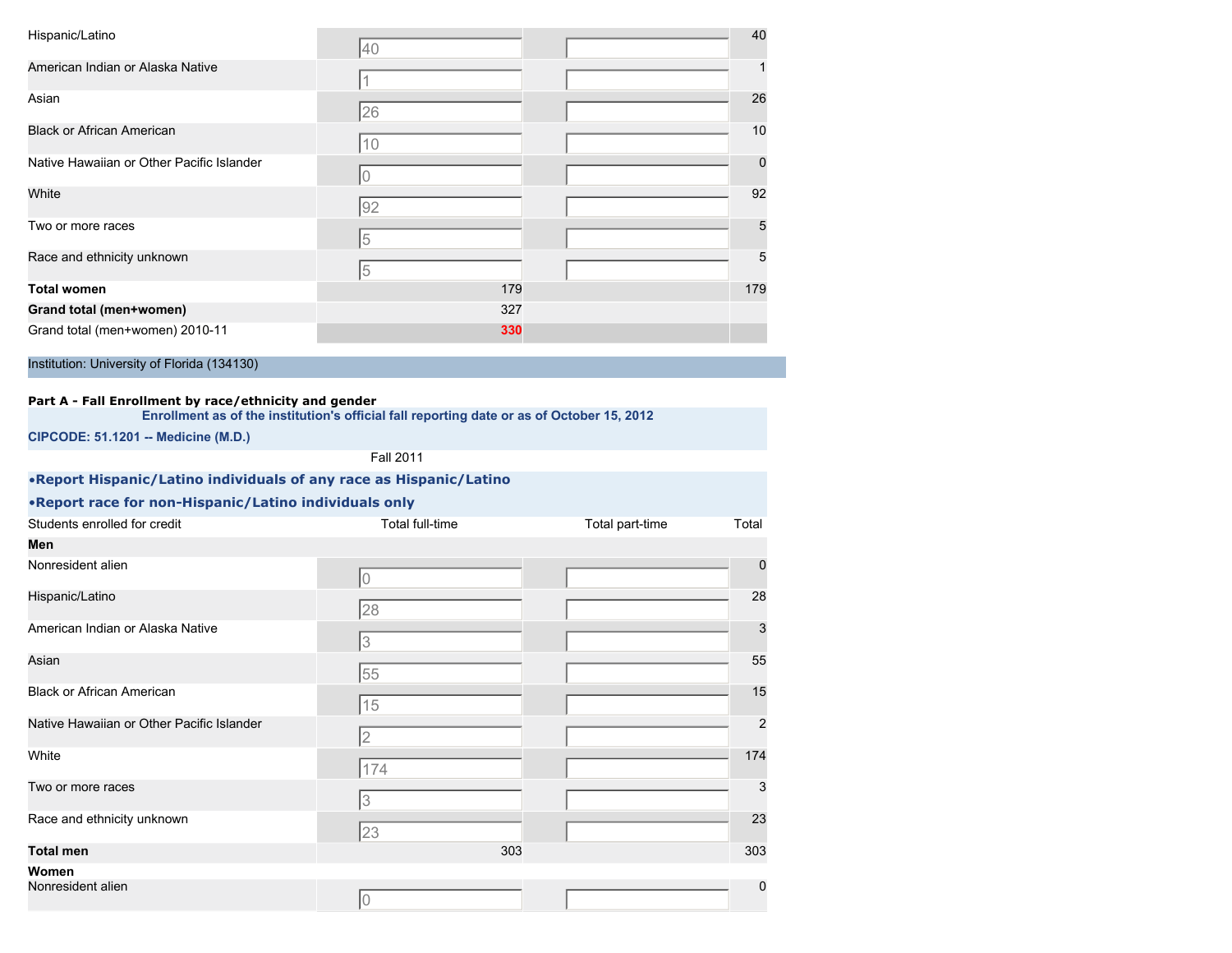| Students enrolled for credit | Total full-time | Total part-time | Total |
|---|---|---|---|
| Hispanic/Latino | 40 | | 40 |
| American Indian or Alaska Native | 1 | | 1 |
| Asian | 26 | | 26 |
| Black or African American | 10 | | 10 |
| Native Hawaiian or Other Pacific Islander | 0 | | 0 |
| White | 92 | | 92 |
| Two or more races | 5 | | 5 |
| Race and ethnicity unknown | 5 | | 5 |
| **Total women** | 179 | | 179 |
| **Grand total (men+women)** | 327 | | |
| Grand total (men+women) 2010-11 | 330 | | |

Institution: University of Florida (134130)

**Part A - Fall Enrollment by race/ethnicity and gender**

**Enrollment as of the institution's official fall reporting date or as of October 15, 2012**

**CIPCODE: 51.1201 -- Medicine (M.D.)**

Fall 2011

**•Report Hispanic/Latino individuals of any race as Hispanic/Latino**

**•Report race for non-Hispanic/Latino individuals only**

| Students enrolled for credit | Total full-time | Total part-time | Total |
|---|---|---|---|
| **Men** | | | |
| Nonresident alien | 0 | | 0 |
| Hispanic/Latino | 28 | | 28 |
| American Indian or Alaska Native | 3 | | 3 |
| Asian | 55 | | 55 |
| Black or African American | 15 | | 15 |
| Native Hawaiian or Other Pacific Islander | 2 | | 2 |
| White | 174 | | 174 |
| Two or more races | 3 | | 3 |
| Race and ethnicity unknown | 23 | | 23 |
| **Total men** | 303 | | 303 |
| **Women** | | | |
| Nonresident alien | 0 | | 0 |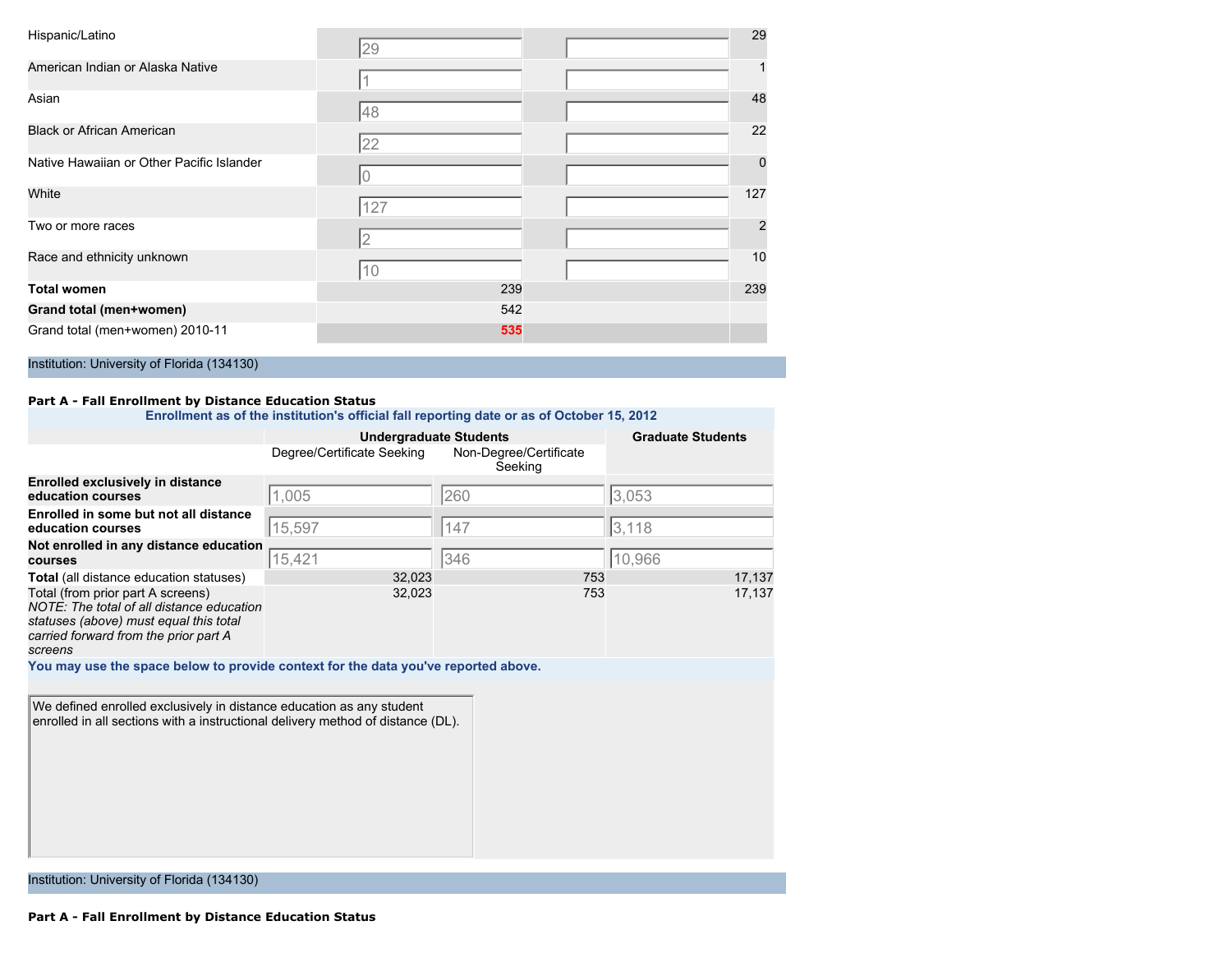| | | | |
|---|---|---|---|
| Hispanic/Latino | 29 | | 29 |
| American Indian or Alaska Native | 1 | | 1 |
| Asian | 48 | | 48 |
| Black or African American | 22 | | 22 |
| Native Hawaiian or Other Pacific Islander | 0 | | 0 |
| White | 127 | | 127 |
| Two or more races | 2 | | 2 |
| Race and ethnicity unknown | 10 | | 10 |
| **Total women** | 239 | | 239 |
| **Grand total (men+women)** | 542 | | |
| Grand total (men+women) 2010-11 | 535 | | |

Institution: University of Florida (134130)

**Part A - Fall Enrollment by Distance Education Status**

**Enrollment as of the institution's official fall reporting date or as of October 15, 2012**

| | **Undergraduate Students** | | **Graduate Students** |
|---|---|---|---|
| | Degree/Certificate Seeking | Non-Degree/Certificate Seeking | |
| **Enrolled exclusively in distance education courses** | 1,005 | 260 | 3,053 |
| **Enrolled in some but not all distance education courses** | 15,597 | 147 | 3,118 |
| **Not enrolled in any distance education courses** | 15,421 | 346 | 10,966 |
| **Total** (all distance education statuses) | 32,023 | 753 | 17,137 |
| Total (from prior part A screens) *NOTE: The total of all distance education statuses (above) must equal this total carried forward from the prior part A screens* | 32,023 | 753 | 17,137 |

**You may use the space below to provide context for the data you've reported above.**

We defined enrolled exclusively in distance education as any student enrolled in all sections with a instructional delivery method of distance (DL).

Institution: University of Florida (134130)

**Part A - Fall Enrollment by Distance Education Status**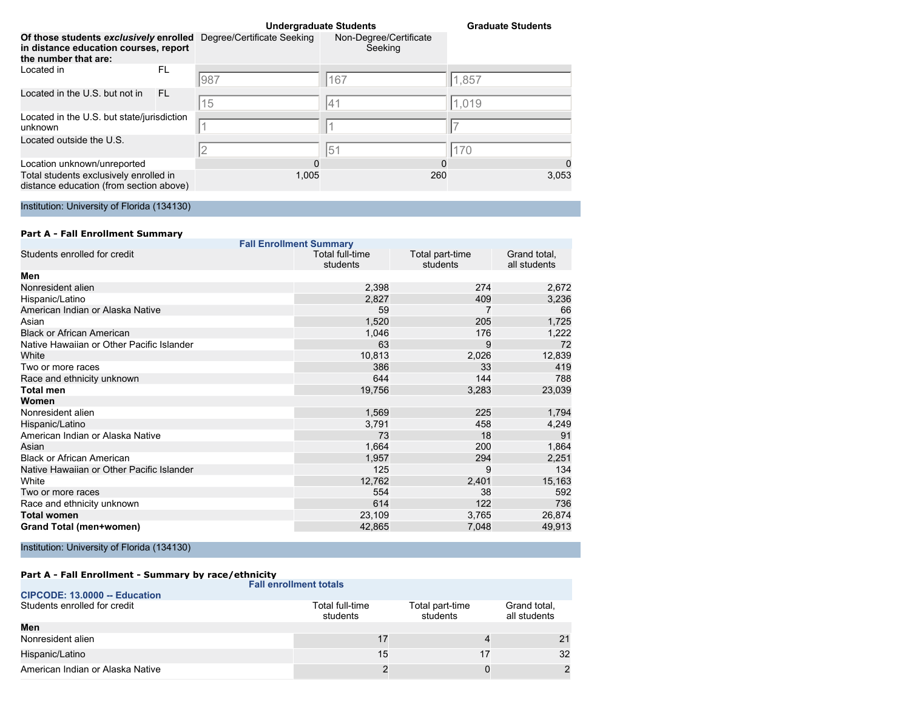| Of those students *exclusively* enrolled in distance education courses, report the number that are: | | Undergraduate Students | | Graduate Students |
|---|---|---|---|---|
| | | Degree/Certificate Seeking | Non-Degree/Certificate Seeking | |
| Located in | FL | 987 | 167 | 1,857 |
| Located in the U.S. but not in | FL | 15 | 41 | 1,019 |
| Located in the U.S. but state/jurisdiction unknown | | 1 | 1 | 7 |
| Located outside the U.S. | | 2 | 51 | 170 |
| Location unknown/unreported | | 0 | 0 | 0 |
| Total students exclusively enrolled in distance education (from section above) | | 1,005 | 260 | 3,053 |

Institution: University of Florida (134130)

**Part A - Fall Enrollment Summary**

| Students enrolled for credit | Total full-time students | Total part-time students | Grand total, all students |
|---|---|---|---|
| **Men** | | | |
| Nonresident alien | 2,398 | 274 | 2,672 |
| Hispanic/Latino | 2,827 | 409 | 3,236 |
| American Indian or Alaska Native | 59 | 7 | 66 |
| Asian | 1,520 | 205 | 1,725 |
| Black or African American | 1,046 | 176 | 1,222 |
| Native Hawaiian or Other Pacific Islander | 63 | 9 | 72 |
| White | 10,813 | 2,026 | 12,839 |
| Two or more races | 386 | 33 | 419 |
| Race and ethnicity unknown | 644 | 144 | 788 |
| **Total men** | 19,756 | 3,283 | 23,039 |
| **Women** | | | |
| Nonresident alien | 1,569 | 225 | 1,794 |
| Hispanic/Latino | 3,791 | 458 | 4,249 |
| American Indian or Alaska Native | 73 | 18 | 91 |
| Asian | 1,664 | 200 | 1,864 |
| Black or African American | 1,957 | 294 | 2,251 |
| Native Hawaiian or Other Pacific Islander | 125 | 9 | 134 |
| White | 12,762 | 2,401 | 15,163 |
| Two or more races | 554 | 38 | 592 |
| Race and ethnicity unknown | 614 | 122 | 736 |
| **Total women** | 23,109 | 3,765 | 26,874 |
| **Grand Total (men+women)** | 42,865 | 7,048 | 49,913 |

Institution: University of Florida (134130)

**Part A - Fall Enrollment - Summary by race/ethnicity**

**CIPCODE: 13.0000 -- Education**

| Students enrolled for credit | Total full-time students | Total part-time students | Grand total, all students |
|---|---|---|---|
| **Men** | | | |
| Nonresident alien | 17 | 4 | 21 |
| Hispanic/Latino | 15 | 17 | 32 |
| American Indian or Alaska Native | 2 | 0 | 2 |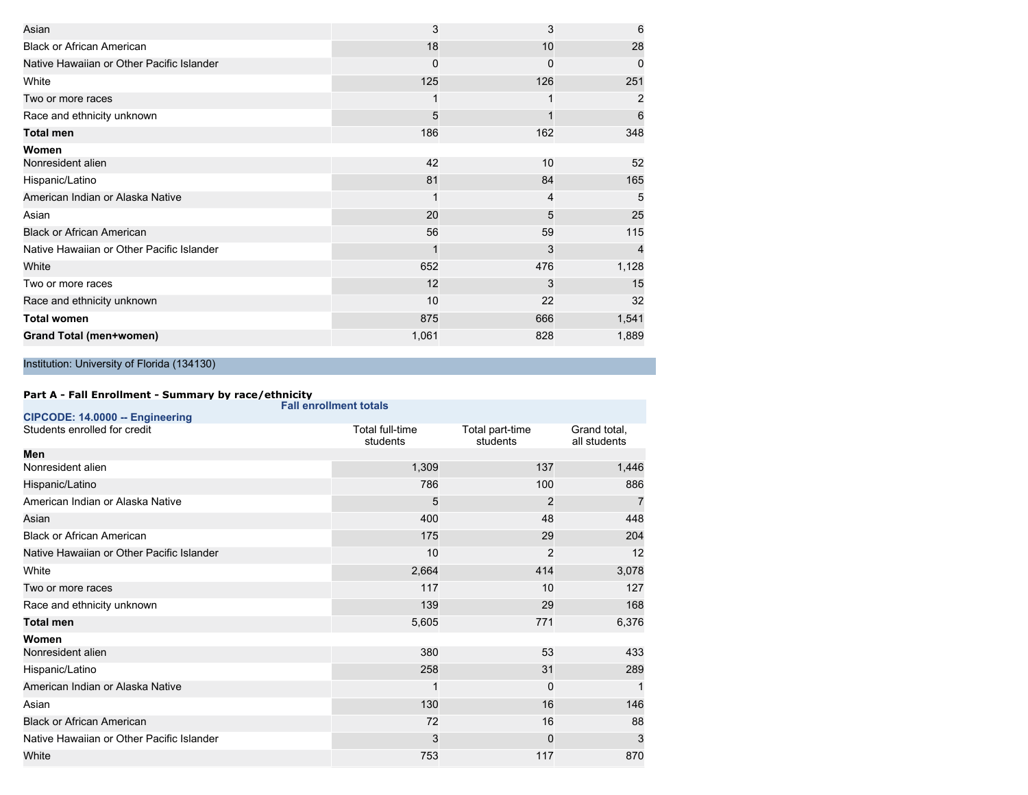| | | | |
|---|---|---|---|
| Asian | 3 | 3 | 6 |
| Black or African American | 18 | 10 | 28 |
| Native Hawaiian or Other Pacific Islander | 0 | 0 | 0 |
| White | 125 | 126 | 251 |
| Two or more races | 1 | 1 | 2 |
| Race and ethnicity unknown | 5 | 1 | 6 |
| **Total men** | 186 | 162 | 348 |
| **Women** | | | |
| Nonresident alien | 42 | 10 | 52 |
| Hispanic/Latino | 81 | 84 | 165 |
| American Indian or Alaska Native | 1 | 4 | 5 |
| Asian | 20 | 5 | 25 |
| Black or African American | 56 | 59 | 115 |
| Native Hawaiian or Other Pacific Islander | 1 | 3 | 4 |
| White | 652 | 476 | 1,128 |
| Two or more races | 12 | 3 | 15 |
| Race and ethnicity unknown | 10 | 22 | 32 |
| **Total women** | 875 | 666 | 1,541 |
| **Grand Total (men+women)** | 1,061 | 828 | 1,889 |

Institution: University of Florida (134130)

**Part A - Fall Enrollment - Summary by race/ethnicity**

| CIPCODE: 14.0000 -- Engineering | Fall enrollment totals | | |
|---|---|---|---|
| Students enrolled for credit | Total full-time students | Total part-time students | Grand total, all students |
| **Men** | | | |
| Nonresident alien | 1,309 | 137 | 1,446 |
| Hispanic/Latino | 786 | 100 | 886 |
| American Indian or Alaska Native | 5 | 2 | 7 |
| Asian | 400 | 48 | 448 |
| Black or African American | 175 | 29 | 204 |
| Native Hawaiian or Other Pacific Islander | 10 | 2 | 12 |
| White | 2,664 | 414 | 3,078 |
| Two or more races | 117 | 10 | 127 |
| Race and ethnicity unknown | 139 | 29 | 168 |
| **Total men** | 5,605 | 771 | 6,376 |
| **Women** | | | |
| Nonresident alien | 380 | 53 | 433 |
| Hispanic/Latino | 258 | 31 | 289 |
| American Indian or Alaska Native | 1 | 0 | 1 |
| Asian | 130 | 16 | 146 |
| Black or African American | 72 | 16 | 88 |
| Native Hawaiian or Other Pacific Islander | 3 | 0 | 3 |
| White | 753 | 117 | 870 |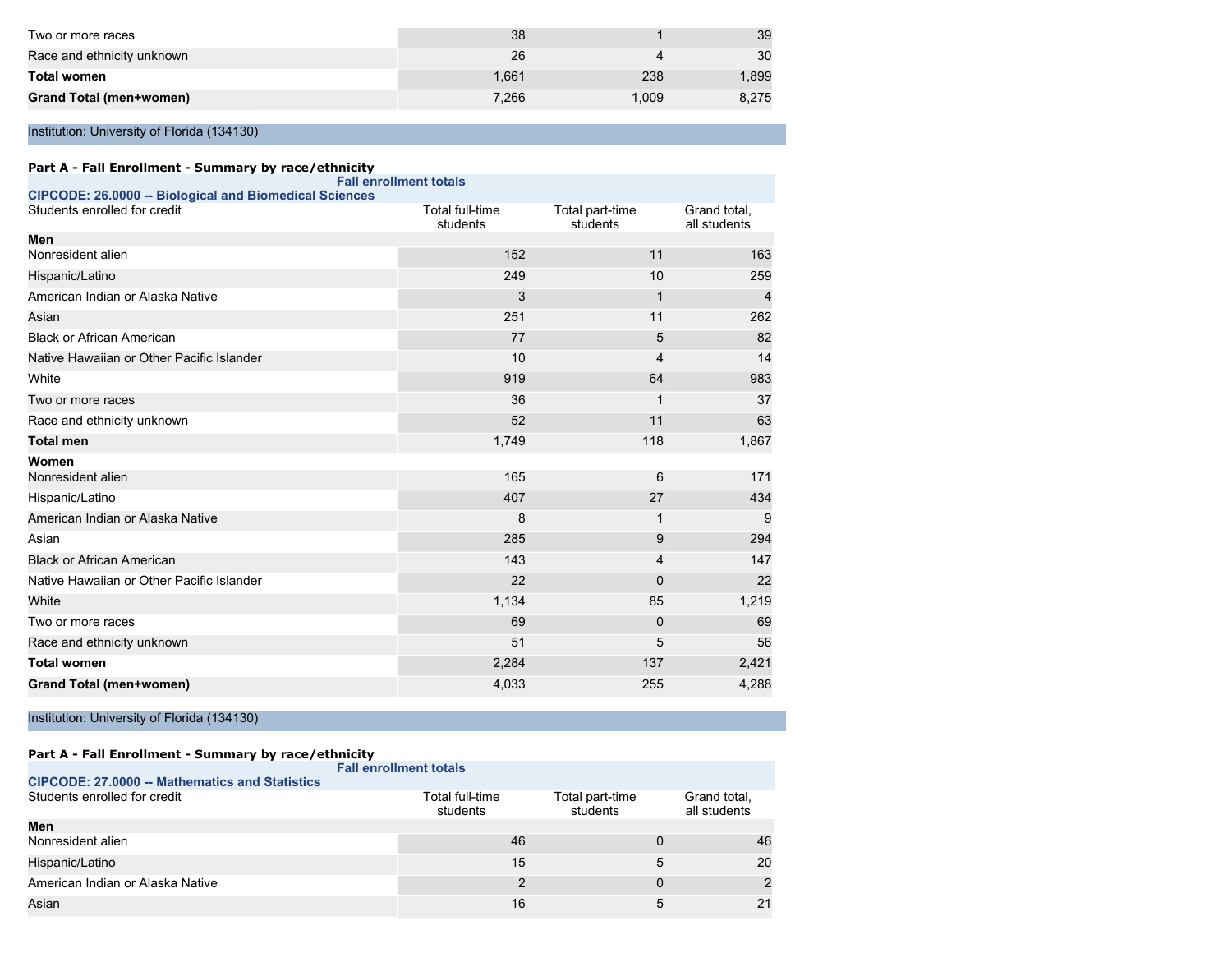| | | | |
|---|---|---|---|
| Two or more races | 38 | 1 | 39 |
| Race and ethnicity unknown | 26 | 4 | 30 |
| **Total women** | 1,661 | 238 | 1,899 |
| **Grand Total (men+women)** | 7,266 | 1,009 | 8,275 |

Institution: University of Florida (134130)

**Part A - Fall Enrollment - Summary by race/ethnicity**

**Fall enrollment totals**

**CIPCODE: 26.0000 -- Biological and Biomedical Sciences**

| Students enrolled for credit | Total full-time students | Total part-time students | Grand total, all students |
|---|---|---|---|
| **Men** | | | |
| Nonresident alien | 152 | 11 | 163 |
| Hispanic/Latino | 249 | 10 | 259 |
| American Indian or Alaska Native | 3 | 1 | 4 |
| Asian | 251 | 11 | 262 |
| Black or African American | 77 | 5 | 82 |
| Native Hawaiian or Other Pacific Islander | 10 | 4 | 14 |
| White | 919 | 64 | 983 |
| Two or more races | 36 | 1 | 37 |
| Race and ethnicity unknown | 52 | 11 | 63 |
| **Total men** | 1,749 | 118 | 1,867 |
| **Women** | | | |
| Nonresident alien | 165 | 6 | 171 |
| Hispanic/Latino | 407 | 27 | 434 |
| American Indian or Alaska Native | 8 | 1 | 9 |
| Asian | 285 | 9 | 294 |
| Black or African American | 143 | 4 | 147 |
| Native Hawaiian or Other Pacific Islander | 22 | 0 | 22 |
| White | 1,134 | 85 | 1,219 |
| Two or more races | 69 | 0 | 69 |
| Race and ethnicity unknown | 51 | 5 | 56 |
| **Total women** | 2,284 | 137 | 2,421 |
| **Grand Total (men+women)** | 4,033 | 255 | 4,288 |

Institution: University of Florida (134130)

**Part A - Fall Enrollment - Summary by race/ethnicity**

**Fall enrollment totals**

**CIPCODE: 27.0000 -- Mathematics and Statistics**

| Students enrolled for credit | Total full-time students | Total part-time students | Grand total, all students |
|---|---|---|---|
| **Men** | | | |
| Nonresident alien | 46 | 0 | 46 |
| Hispanic/Latino | 15 | 5 | 20 |
| American Indian or Alaska Native | 2 | 0 | 2 |
| Asian | 16 | 5 | 21 |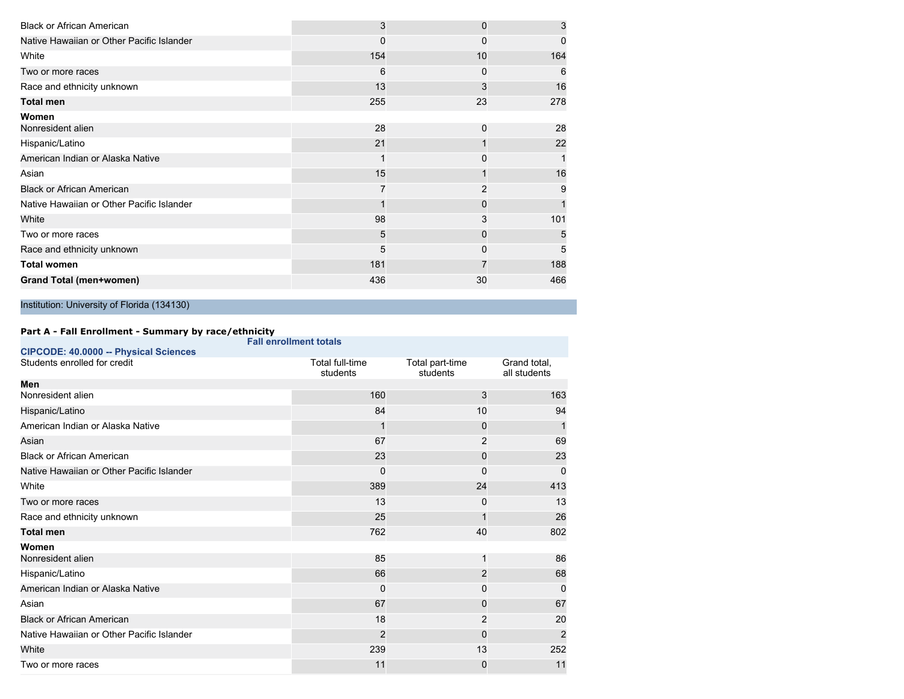| | | | |
|---|---|---|---|
| Black or African American | 3 | 0 | 3 |
| Native Hawaiian or Other Pacific Islander | 0 | 0 | 0 |
| White | 154 | 10 | 164 |
| Two or more races | 6 | 0 | 6 |
| Race and ethnicity unknown | 13 | 3 | 16 |
| **Total men** | 255 | 23 | 278 |
| **Women** | | | |
| Nonresident alien | 28 | 0 | 28 |
| Hispanic/Latino | 21 | 1 | 22 |
| American Indian or Alaska Native | 1 | 0 | 1 |
| Asian | 15 | 1 | 16 |
| Black or African American | 7 | 2 | 9 |
| Native Hawaiian or Other Pacific Islander | 1 | 0 | 1 |
| White | 98 | 3 | 101 |
| Two or more races | 5 | 0 | 5 |
| Race and ethnicity unknown | 5 | 0 | 5 |
| **Total women** | 181 | 7 | 188 |
| **Grand Total (men+women)** | 436 | 30 | 466 |

Institution: University of Florida (134130)

**Part A - Fall Enrollment - Summary by race/ethnicity**

**CIPCODE: 40.0000 -- Physical Sciences**

| Students enrolled for credit | Fall enrollment totals | | |
|---|---|---|---|
| | Total full-time students | Total part-time students | Grand total, all students |
| **Men** | | | |
| Nonresident alien | 160 | 3 | 163 |
| Hispanic/Latino | 84 | 10 | 94 |
| American Indian or Alaska Native | 1 | 0 | 1 |
| Asian | 67 | 2 | 69 |
| Black or African American | 23 | 0 | 23 |
| Native Hawaiian or Other Pacific Islander | 0 | 0 | 0 |
| White | 389 | 24 | 413 |
| Two or more races | 13 | 0 | 13 |
| Race and ethnicity unknown | 25 | 1 | 26 |
| **Total men** | 762 | 40 | 802 |
| **Women** | | | |
| Nonresident alien | 85 | 1 | 86 |
| Hispanic/Latino | 66 | 2 | 68 |
| American Indian or Alaska Native | 0 | 0 | 0 |
| Asian | 67 | 0 | 67 |
| Black or African American | 18 | 2 | 20 |
| Native Hawaiian or Other Pacific Islander | 2 | 0 | 2 |
| White | 239 | 13 | 252 |
| Two or more races | 11 | 0 | 11 |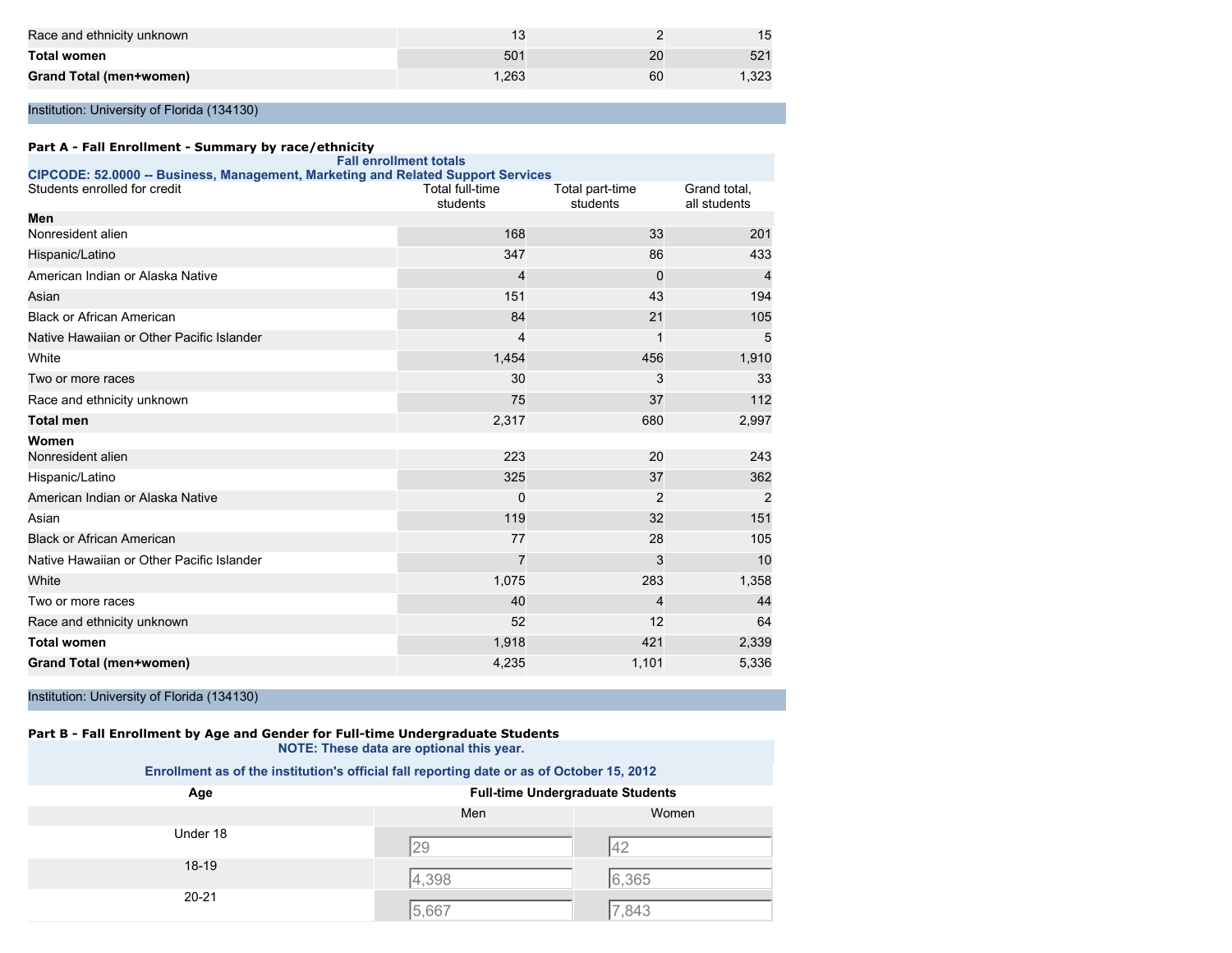| | | | |
|---|---|---|---|
| Race and ethnicity unknown | 13 | 2 | 15 |
| **Total women** | 501 | 20 | 521 |
| **Grand Total (men+women)** | 1,263 | 60 | 1,323 |

Institution: University of Florida (134130)

**Part A - Fall Enrollment - Summary by race/ethnicity**

**Fall enrollment totals**

**CIPCODE: 52.0000 -- Business, Management, Marketing and Related Support Services**

| Students enrolled for credit | Total full-time students | Total part-time students | Grand total, all students |
|---|---|---|---|
| **Men** | | | |
| Nonresident alien | 168 | 33 | 201 |
| Hispanic/Latino | 347 | 86 | 433 |
| American Indian or Alaska Native | 4 | 0 | 4 |
| Asian | 151 | 43 | 194 |
| Black or African American | 84 | 21 | 105 |
| Native Hawaiian or Other Pacific Islander | 4 | 1 | 5 |
| White | 1,454 | 456 | 1,910 |
| Two or more races | 30 | 3 | 33 |
| Race and ethnicity unknown | 75 | 37 | 112 |
| **Total men** | 2,317 | 680 | 2,997 |
| **Women** | | | |
| Nonresident alien | 223 | 20 | 243 |
| Hispanic/Latino | 325 | 37 | 362 |
| American Indian or Alaska Native | 0 | 2 | 2 |
| Asian | 119 | 32 | 151 |
| Black or African American | 77 | 28 | 105 |
| Native Hawaiian or Other Pacific Islander | 7 | 3 | 10 |
| White | 1,075 | 283 | 1,358 |
| Two or more races | 40 | 4 | 44 |
| Race and ethnicity unknown | 52 | 12 | 64 |
| **Total women** | 1,918 | 421 | 2,339 |
| **Grand Total (men+women)** | 4,235 | 1,101 | 5,336 |

Institution: University of Florida (134130)

**Part B - Fall Enrollment by Age and Gender for Full-time Undergraduate Students**

**NOTE: These data are optional this year.**

**Enrollment as of the institution's official fall reporting date or as of October 15, 2012**

| Age | Full-time Undergraduate Students | |
|---|---|---|
| | Men | Women |
| Under 18 | 29 | 42 |
| 18-19 | 4,398 | 6,365 |
| 20-21 | 5,667 | 7,843 |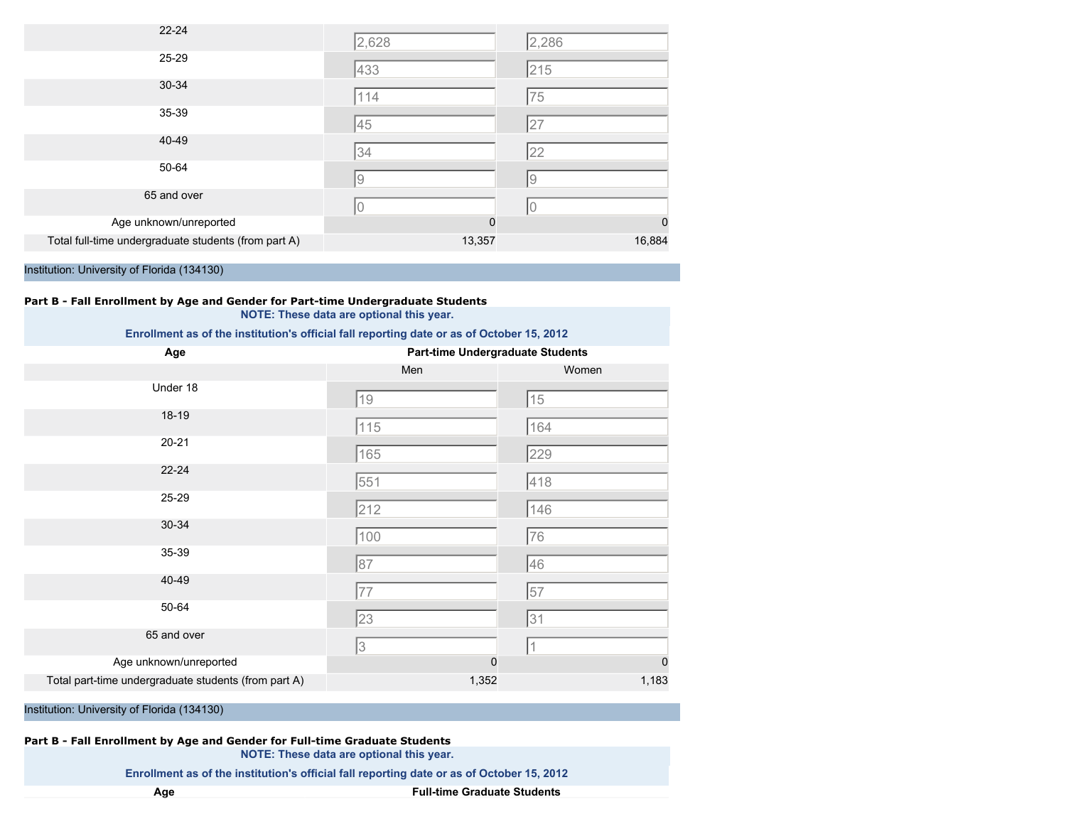| | | |
|---|---|---|
| 22-24 | 2,628 | 2,286 |
| 25-29 | 433 | 215 |
| 30-34 | 114 | 75 |
| 35-39 | 45 | 27 |
| 40-49 | 34 | 22 |
| 50-64 | 9 | 9 |
| 65 and over | 0 | 0 |
| Age unknown/unreported | 0 | 0 |
| Total full-time undergraduate students (from part A) | 13,357 | 16,884 |

Institution: University of Florida (134130)

**Part B - Fall Enrollment by Age and Gender for Part-time Undergraduate Students**

**NOTE: These data are optional this year.**

**Enrollment as of the institution's official fall reporting date or as of October 15, 2012**

| Age | Part-time Undergraduate Students | |
|---|---|---|
| | Men | Women |
| Under 18 | 19 | 15 |
| 18-19 | 115 | 164 |
| 20-21 | 165 | 229 |
| 22-24 | 551 | 418 |
| 25-29 | 212 | 146 |
| 30-34 | 100 | 76 |
| 35-39 | 87 | 46 |
| 40-49 | 77 | 57 |
| 50-64 | 23 | 31 |
| 65 and over | 3 | 1 |
| Age unknown/unreported | 0 | 0 |
| Total part-time undergraduate students (from part A) | 1,352 | 1,183 |

Institution: University of Florida (134130)

**Part B - Fall Enrollment by Age and Gender for Full-time Graduate Students**

**NOTE: These data are optional this year.**

**Enrollment as of the institution's official fall reporting date or as of October 15, 2012**

| Age | Full-time Graduate Students |
|---|---|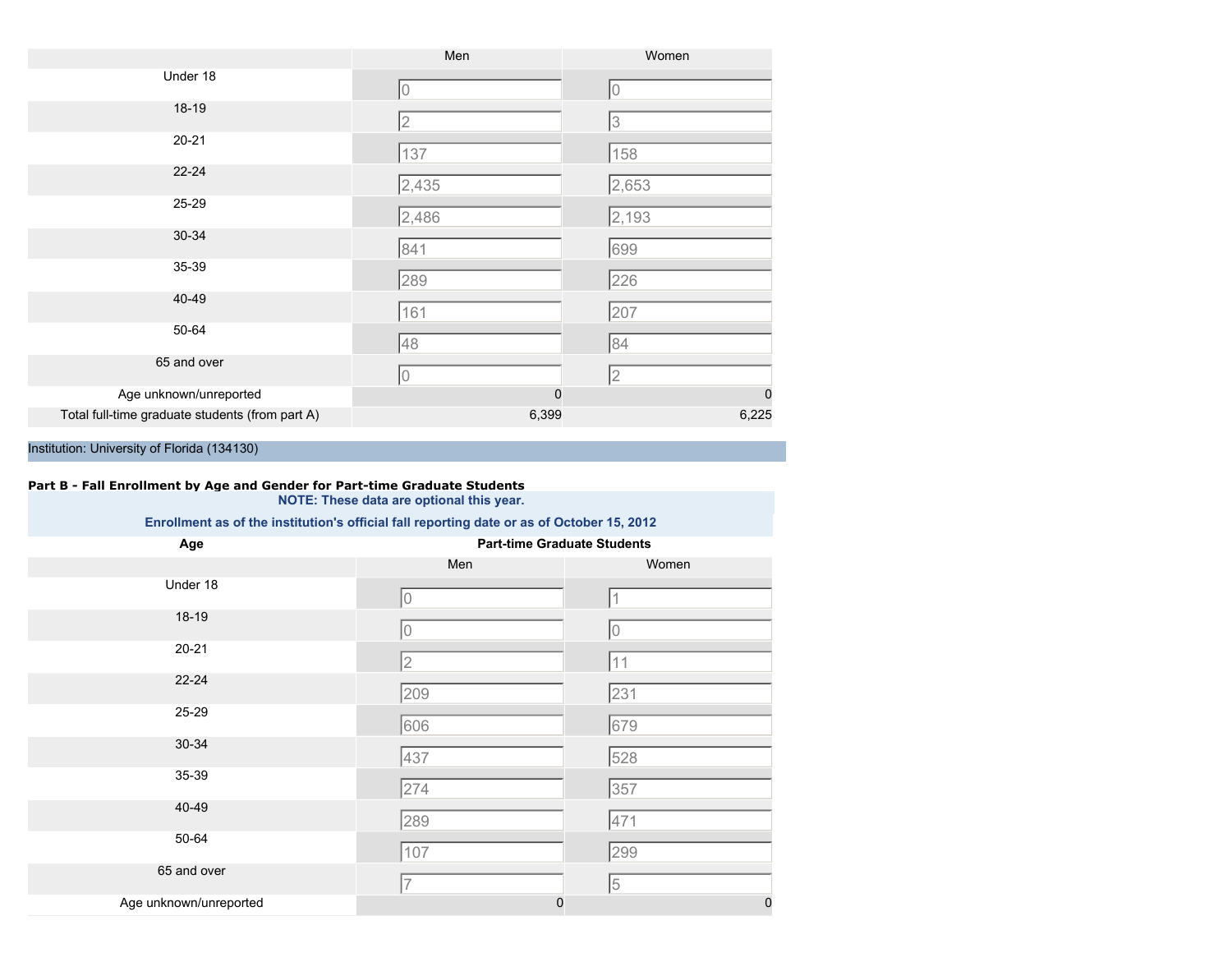| | Men | Women |
|---|---|---|
| Under 18 | 0 | 0 |
| 18-19 | 2 | 3 |
| 20-21 | 137 | 158 |
| 22-24 | 2,435 | 2,653 |
| 25-29 | 2,486 | 2,193 |
| 30-34 | 841 | 699 |
| 35-39 | 289 | 226 |
| 40-49 | 161 | 207 |
| 50-64 | 48 | 84 |
| 65 and over | 0 | 2 |
| Age unknown/unreported | 0 | 0 |
| Total full-time graduate students (from part A) | 6,399 | 6,225 |

Institution: University of Florida (134130)

**Part B - Fall Enrollment by Age and Gender for Part-time Graduate Students**

**NOTE: These data are optional this year.**

**Enrollment as of the institution's official fall reporting date or as of October 15, 2012**

| Age | Part-time Graduate Students | |
|---|---|---|
| | Men | Women |
| Under 18 | 0 | 1 |
| 18-19 | 0 | 0 |
| 20-21 | 2 | 11 |
| 22-24 | 209 | 231 |
| 25-29 | 606 | 679 |
| 30-34 | 437 | 528 |
| 35-39 | 274 | 357 |
| 40-49 | 289 | 471 |
| 50-64 | 107 | 299 |
| 65 and over | 7 | 5 |
| Age unknown/unreported | 0 | 0 |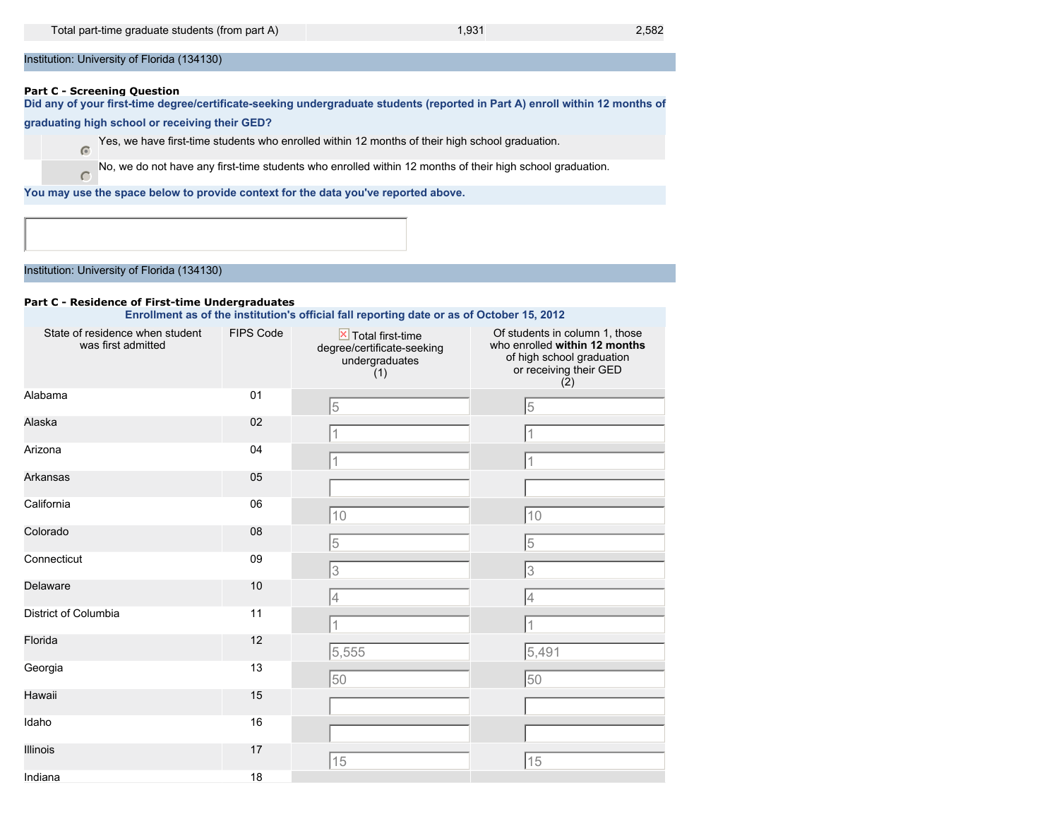| Total part-time graduate students (from part A) | | 1,931 | 2,582 |
|---|---|---|---|

Institution: University of Florida (134130)

**Part C - Screening Question**

**Did any of your first-time degree/certificate-seeking undergraduate students (reported in Part A) enroll within 12 months of graduating high school or receiving their GED?**

- (selected) Yes, we have first-time students who enrolled within 12 months of their high school graduation.
- No, we do not have any first-time students who enrolled within 12 months of their high school graduation.

**You may use the space below to provide context for the data you've reported above.**

Institution: University of Florida (134130)

**Part C - Residence of First-time Undergraduates**

**Enrollment as of the institution's official fall reporting date or as of October 15, 2012**

| State of residence when student was first admitted | FIPS Code | Total first-time degree/certificate-seeking undergraduates (1) | Of students in column 1, those who enrolled **within 12 months** of high school graduation or receiving their GED (2) |
|---|---|---|---|
| Alabama | 01 | 5 | 5 |
| Alaska | 02 | 1 | 1 |
| Arizona | 04 | 1 | 1 |
| Arkansas | 05 | | |
| California | 06 | 10 | 10 |
| Colorado | 08 | 5 | 5 |
| Connecticut | 09 | 3 | 3 |
| Delaware | 10 | 4 | 4 |
| District of Columbia | 11 | 1 | 1 |
| Florida | 12 | 5,555 | 5,491 |
| Georgia | 13 | 50 | 50 |
| Hawaii | 15 | | |
| Idaho | 16 | | |
| Illinois | 17 | 15 | 15 |
| Indiana | 18 | | |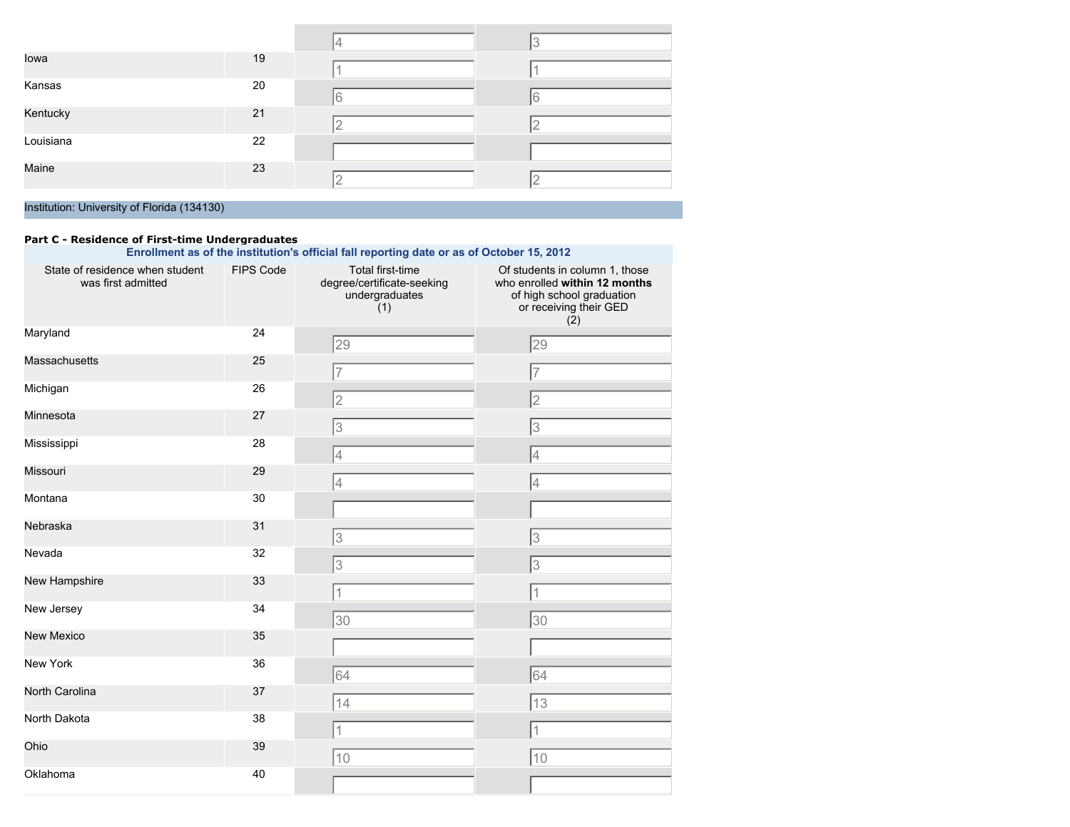| | | | |
|---|---|---|---|
| | | 4 | 3 |
| Iowa | 19 | 1 | 1 |
| Kansas | 20 | 6 | 6 |
| Kentucky | 21 | 2 | 2 |
| Louisiana | 22 | | |
| Maine | 23 | 2 | 2 |

Institution: University of Florida (134130)

**Part C - Residence of First-time Undergraduates**

**Enrollment as of the institution's official fall reporting date or as of October 15, 2012**

| State of residence when student was first admitted | FIPS Code | Total first-time degree/certificate-seeking undergraduates (1) | Of students in column 1, those who enrolled **within 12 months** of high school graduation or receiving their GED (2) |
|---|---|---|---|
| Maryland | 24 | 29 | 29 |
| Massachusetts | 25 | 7 | 7 |
| Michigan | 26 | 2 | 2 |
| Minnesota | 27 | 3 | 3 |
| Mississippi | 28 | 4 | 4 |
| Missouri | 29 | 4 | 4 |
| Montana | 30 | | |
| Nebraska | 31 | 3 | 3 |
| Nevada | 32 | 3 | 3 |
| New Hampshire | 33 | 1 | 1 |
| New Jersey | 34 | 30 | 30 |
| New Mexico | 35 | | |
| New York | 36 | 64 | 64 |
| North Carolina | 37 | 14 | 13 |
| North Dakota | 38 | 1 | 1 |
| Ohio | 39 | 10 | 10 |
| Oklahoma | 40 | | |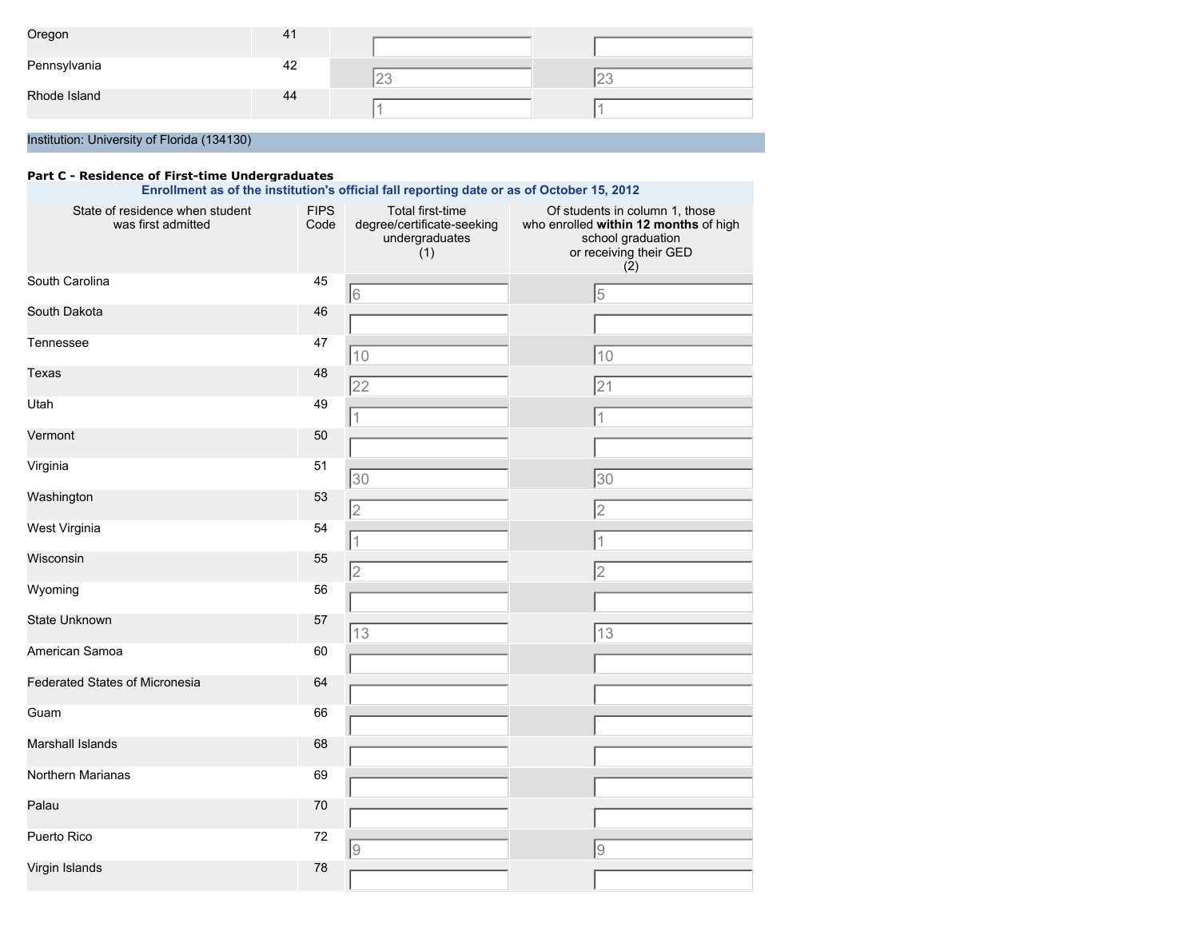| | | | |
|---|---|---|---|
| Oregon | 41 | | |
| Pennsylvania | 42 | 23 | 23 |
| Rhode Island | 44 | 1 | 1 |

Institution: University of Florida (134130)

**Part C - Residence of First-time Undergraduates**

**Enrollment as of the institution's official fall reporting date or as of October 15, 2012**

| State of residence when student was first admitted | FIPS Code | Total first-time degree/certificate-seeking undergraduates (1) | Of students in column 1, those who enrolled **within 12 months** of high school graduation or receiving their GED (2) |
|---|---|---|---|
| South Carolina | 45 | 6 | 5 |
| South Dakota | 46 | | |
| Tennessee | 47 | 10 | 10 |
| Texas | 48 | 22 | 21 |
| Utah | 49 | 1 | 1 |
| Vermont | 50 | | |
| Virginia | 51 | 30 | 30 |
| Washington | 53 | 2 | 2 |
| West Virginia | 54 | 1 | 1 |
| Wisconsin | 55 | 2 | 2 |
| Wyoming | 56 | | |
| State Unknown | 57 | 13 | 13 |
| American Samoa | 60 | | |
| Federated States of Micronesia | 64 | | |
| Guam | 66 | | |
| Marshall Islands | 68 | | |
| Northern Marianas | 69 | | |
| Palau | 70 | | |
| Puerto Rico | 72 | 9 | 9 |
| Virgin Islands | 78 | | |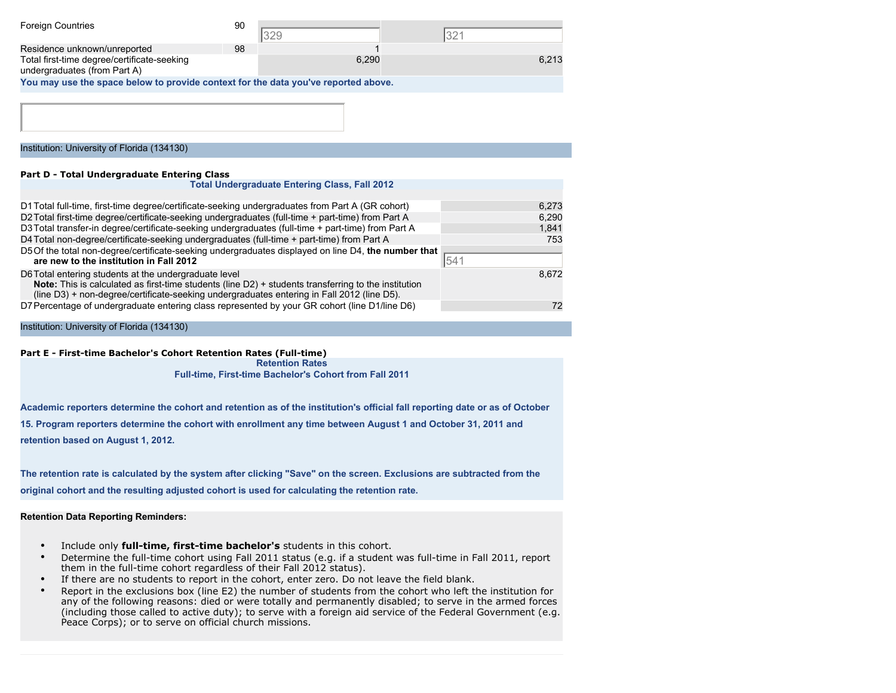| | | | |
|---|---|---|---|
| Foreign Countries | 90 | 329 | 321 |
| Residence unknown/unreported | 98 | 1 | |
| Total first-time degree/certificate-seeking undergraduates (from Part A) | | 6,290 | 6,213 |

**You may use the space below to provide context for the data you've reported above.**

Institution: University of Florida (134130)

**Part D - Total Undergraduate Entering Class**

**Total Undergraduate Entering Class, Fall 2012**

| | | |
|---|---|---|
| D1 | Total full-time, first-time degree/certificate-seeking undergraduates from Part A (GR cohort) | 6,273 |
| D2 | Total first-time degree/certificate-seeking undergraduates (full-time + part-time) from Part A | 6,290 |
| D3 | Total transfer-in degree/certificate-seeking undergraduates (full-time + part-time) from Part A | 1,841 |
| D4 | Total non-degree/certificate-seeking undergraduates (full-time + part-time) from Part A | 753 |
| D5 | Of the total non-degree/certificate-seeking undergraduates displayed on line D4, **the number that are new to the institution in Fall 2012** | 541 |
| D6 | Total entering students at the undergraduate level **Note:** This is calculated as first-time students (line D2) + students transferring to the institution (line D3) + non-degree/certificate-seeking undergraduates entering in Fall 2012 (line D5). | 8,672 |
| D7 | Percentage of undergraduate entering class represented by your GR cohort (line D1/line D6) | 72 |

Institution: University of Florida (134130)

**Part E - First-time Bachelor's Cohort Retention Rates (Full-time)**

**Retention Rates**

**Full-time, First-time Bachelor's Cohort from Fall 2011**

**Academic reporters determine the cohort and retention as of the institution's official fall reporting date or as of October 15. Program reporters determine the cohort with enrollment any time between August 1 and October 31, 2011 and retention based on August 1, 2012.**

**The retention rate is calculated by the system after clicking "Save" on the screen. Exclusions are subtracted from the original cohort and the resulting adjusted cohort is used for calculating the retention rate.**

**Retention Data Reporting Reminders:**

- Include only **full-time, first-time bachelor's** students in this cohort.
- Determine the full-time cohort using Fall 2011 status (e.g. if a student was full-time in Fall 2011, report them in the full-time cohort regardless of their Fall 2012 status).
- If there are no students to report in the cohort, enter zero. Do not leave the field blank.
- Report in the exclusions box (line E2) the number of students from the cohort who left the institution for any of the following reasons: died or were totally and permanently disabled; to serve in the armed forces (including those called to active duty); to serve with a foreign aid service of the Federal Government (e.g. Peace Corps); or to serve on official church missions.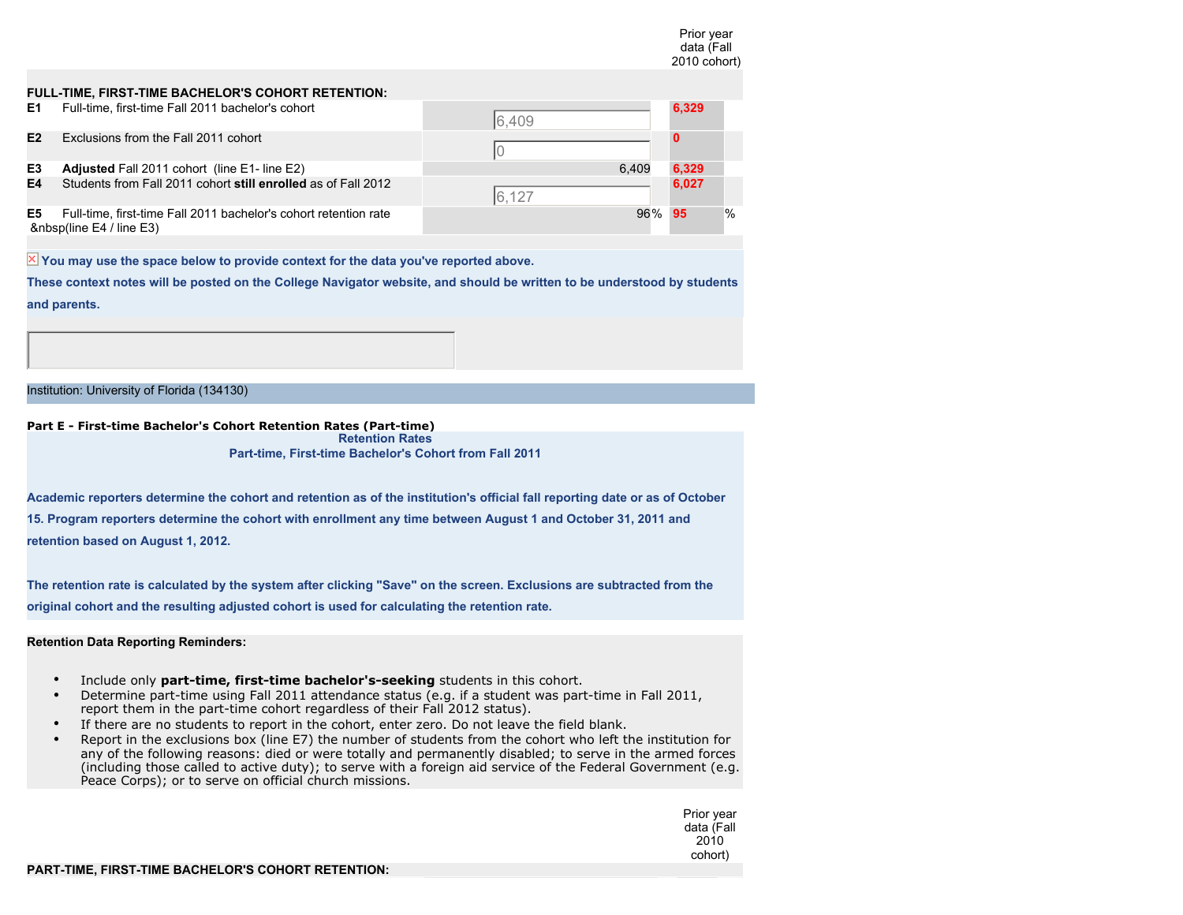| | | | Prior year data (Fall 2010 cohort) | |
|---|---|---|---|---|
| **FULL-TIME, FIRST-TIME BACHELOR'S COHORT RETENTION:** | | | | |
| **E1** | Full-time, first-time Fall 2011 bachelor's cohort | 6,409 | 6,329 | |
| **E2** | Exclusions from the Fall 2011 cohort | 0 | 0 | |
| **E3** | **Adjusted** Fall 2011 cohort (line E1- line E2) | 6,409 | 6,329 | |
| **E4** | Students from Fall 2011 cohort **still enrolled** as of Fall 2012 | 6,127 | 6,027 | |
| **E5** | Full-time, first-time Fall 2011 bachelor's cohort retention rate &nbsp(line E4 / line E3) | 96% | 95 | % |

**You may use the space below to provide context for the data you've reported above.**

**These context notes will be posted on the College Navigator website, and should be written to be understood by students and parents.**

Institution: University of Florida (134130)

**Part E - First-time Bachelor's Cohort Retention Rates (Part-time)**

**Retention Rates**

**Part-time, First-time Bachelor's Cohort from Fall 2011**

**Academic reporters determine the cohort and retention as of the institution's official fall reporting date or as of October 15. Program reporters determine the cohort with enrollment any time between August 1 and October 31, 2011 and retention based on August 1, 2012.**

**The retention rate is calculated by the system after clicking "Save" on the screen. Exclusions are subtracted from the original cohort and the resulting adjusted cohort is used for calculating the retention rate.**

**Retention Data Reporting Reminders:**

- Include only **part-time, first-time bachelor's-seeking** students in this cohort.
- Determine part-time using Fall 2011 attendance status (e.g. if a student was part-time in Fall 2011, report them in the part-time cohort regardless of their Fall 2012 status).
- If there are no students to report in the cohort, enter zero. Do not leave the field blank.
- Report in the exclusions box (line E7) the number of students from the cohort who left the institution for any of the following reasons: died or were totally and permanently disabled; to serve in the armed forces (including those called to active duty); to serve with a foreign aid service of the Federal Government (e.g. Peace Corps); or to serve on official church missions.

Prior year data (Fall 2010 cohort)

**PART-TIME, FIRST-TIME BACHELOR'S COHORT RETENTION:**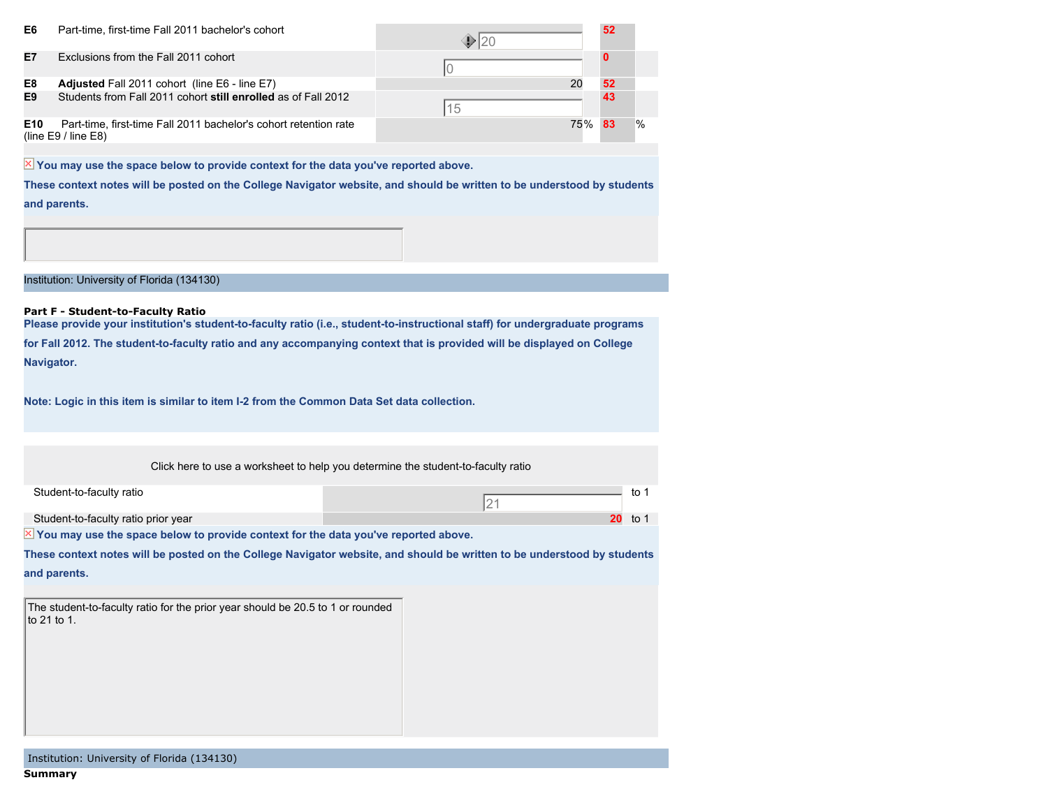| Line | Item | Current | Prior |
|---|---|---|---|
| E6 | Part-time, first-time Fall 2011 bachelor's cohort | 20 | 52 |
| E7 | Exclusions from the Fall 2011 cohort | 0 | 0 |
| E8 | **Adjusted** Fall 2011 cohort (line E6 - line E7) | 20 | 52 |
| E9 | Students from Fall 2011 cohort **still enrolled** as of Fall 2012 | 15 | 43 |
| E10 | Part-time, first-time Fall 2011 bachelor's cohort retention rate (line E9 / line E8) | 75% | 83 % |

**You may use the space below to provide context for the data you've reported above.**

**These context notes will be posted on the College Navigator website, and should be written to be understood by students and parents.**

Institution: University of Florida (134130)

**Part F - Student-to-Faculty Ratio**

**Please provide your institution's student-to-faculty ratio (i.e., student-to-instructional staff) for undergraduate programs for Fall 2012. The student-to-faculty ratio and any accompanying context that is provided will be displayed on College Navigator.**

**Note: Logic in this item is similar to item I-2 from the Common Data Set data collection.**

Click here to use a worksheet to help you determine the student-to-faculty ratio

| | | |
|---|---|---|
| Student-to-faculty ratio | 21 | to 1 |
| Student-to-faculty ratio prior year | 20 | to 1 |

**You may use the space below to provide context for the data you've reported above.**

**These context notes will be posted on the College Navigator website, and should be written to be understood by students and parents.**

The student-to-faculty ratio for the prior year should be 20.5 to 1 or rounded to 21 to 1.

Institution: University of Florida (134130)

**Summary**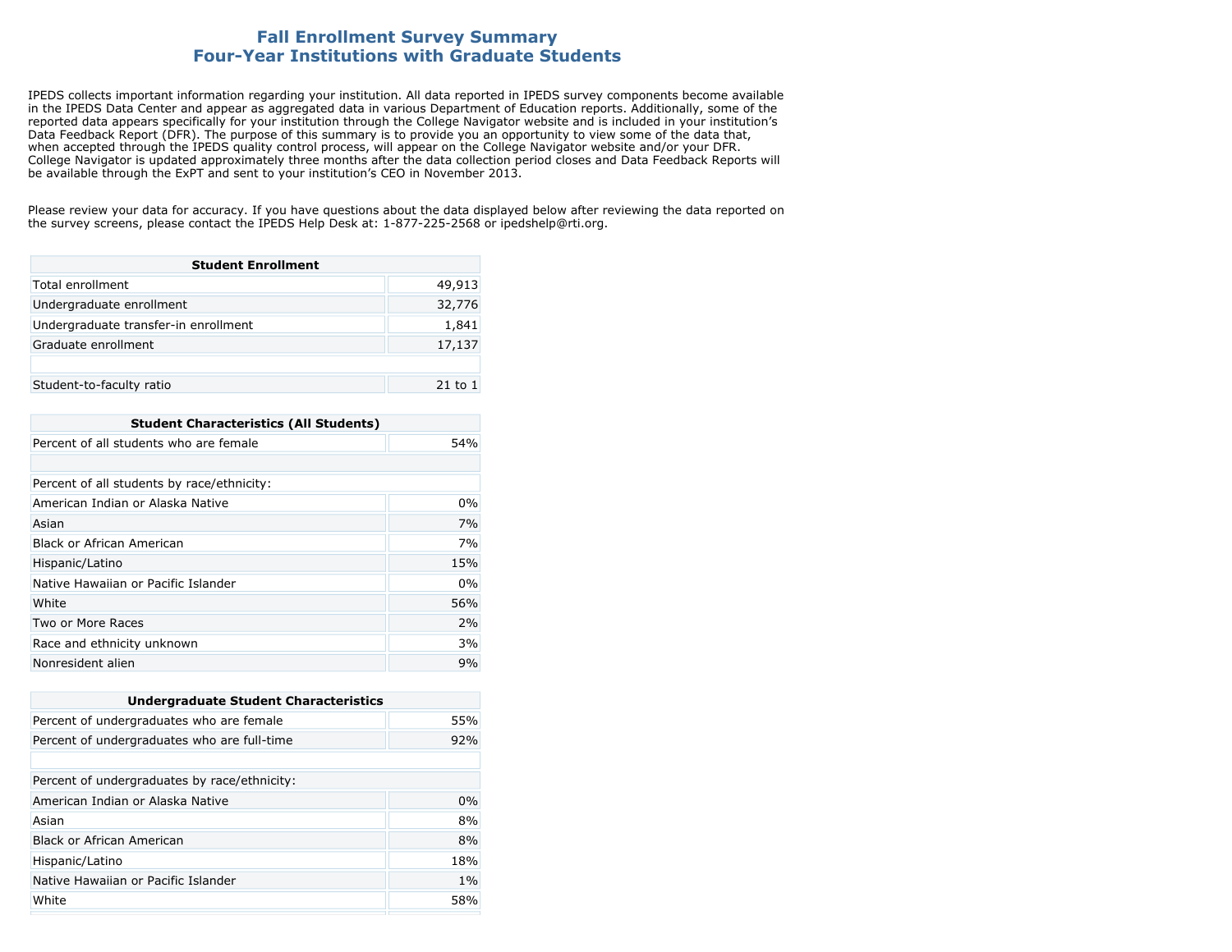# Fall Enrollment Survey Summary
## Four-Year Institutions with Graduate Students

IPEDS collects important information regarding your institution. All data reported in IPEDS survey components become available in the IPEDS Data Center and appear as aggregated data in various Department of Education reports. Additionally, some of the reported data appears specifically for your institution through the College Navigator website and is included in your institution's Data Feedback Report (DFR). The purpose of this summary is to provide you an opportunity to view some of the data that, when accepted through the IPEDS quality control process, will appear on the College Navigator website and/or your DFR. College Navigator is updated approximately three months after the data collection period closes and Data Feedback Reports will be available through the ExPT and sent to your institution's CEO in November 2013.

Please review your data for accuracy. If you have questions about the data displayed below after reviewing the data reported on the survey screens, please contact the IPEDS Help Desk at: 1-877-225-2568 or ipedshelp@rti.org.

| Student Enrollment | |
|---|---|
| Total enrollment | 49,913 |
| Undergraduate enrollment | 32,776 |
| Undergraduate transfer-in enrollment | 1,841 |
| Graduate enrollment | 17,137 |
| | |
| Student-to-faculty ratio | 21 to 1 |

| Student Characteristics (All Students) | |
|---|---|
| Percent of all students who are female | 54% |
| | |
| Percent of all students by race/ethnicity: | |
| American Indian or Alaska Native | 0% |
| Asian | 7% |
| Black or African American | 7% |
| Hispanic/Latino | 15% |
| Native Hawaiian or Pacific Islander | 0% |
| White | 56% |
| Two or More Races | 2% |
| Race and ethnicity unknown | 3% |
| Nonresident alien | 9% |

| Undergraduate Student Characteristics | |
|---|---|
| Percent of undergraduates who are female | 55% |
| Percent of undergraduates who are full-time | 92% |
| | |
| Percent of undergraduates by race/ethnicity: | |
| American Indian or Alaska Native | 0% |
| Asian | 8% |
| Black or African American | 8% |
| Hispanic/Latino | 18% |
| Native Hawaiian or Pacific Islander | 1% |
| White | 58% |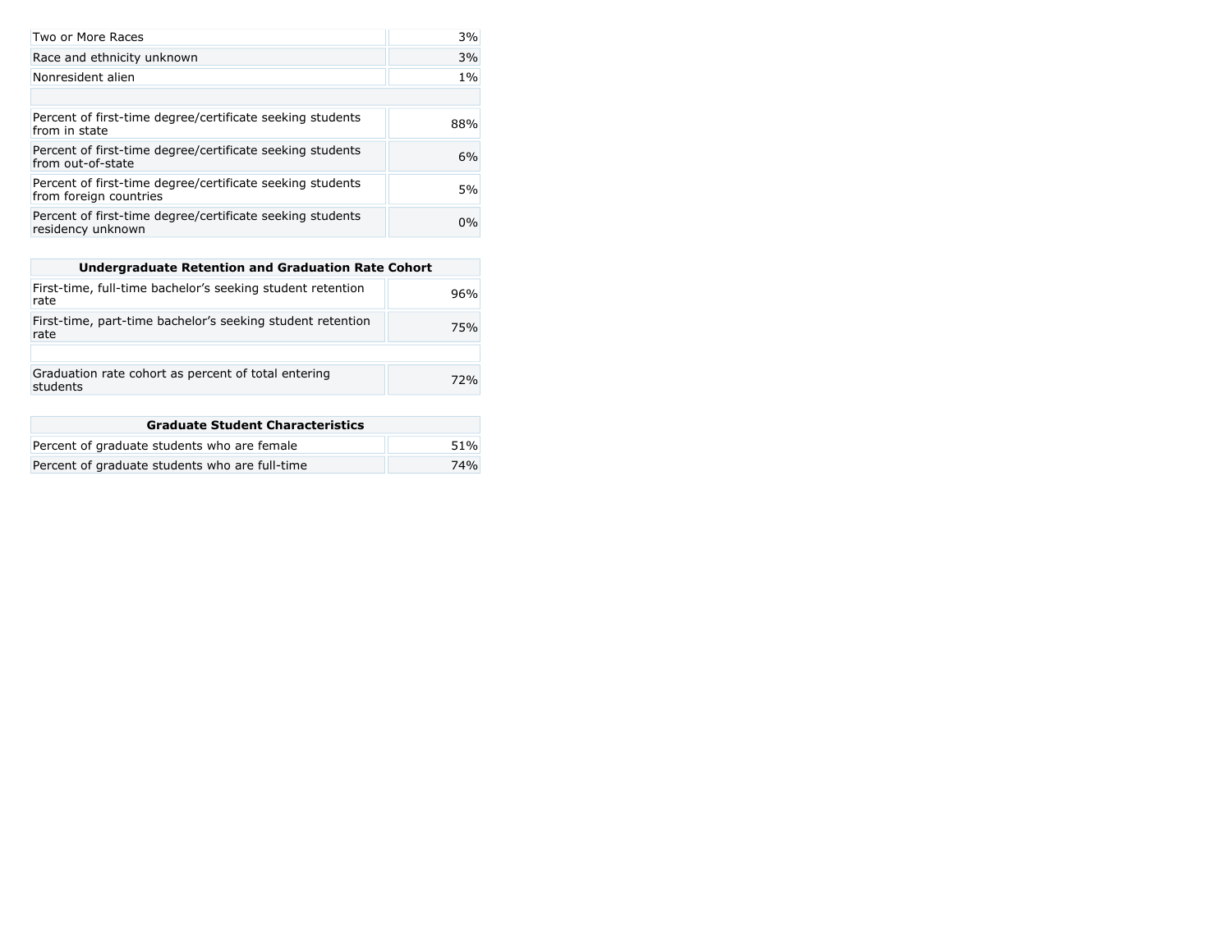| | |
|---|---|
| Two or More Races | 3% |
| Race and ethnicity unknown | 3% |
| Nonresident alien | 1% |
| | |
| Percent of first-time degree/certificate seeking students from in state | 88% |
| Percent of first-time degree/certificate seeking students from out-of-state | 6% |
| Percent of first-time degree/certificate seeking students from foreign countries | 5% |
| Percent of first-time degree/certificate seeking students residency unknown | 0% |

| Undergraduate Retention and Graduation Rate Cohort | |
|---|---|
| First-time, full-time bachelor’s seeking student retention rate | 96% |
| First-time, part-time bachelor’s seeking student retention rate | 75% |
| | |
| Graduation rate cohort as percent of total entering students | 72% |

| Graduate Student Characteristics | |
|---|---|
| Percent of graduate students who are female | 51% |
| Percent of graduate students who are full-time | 74% |